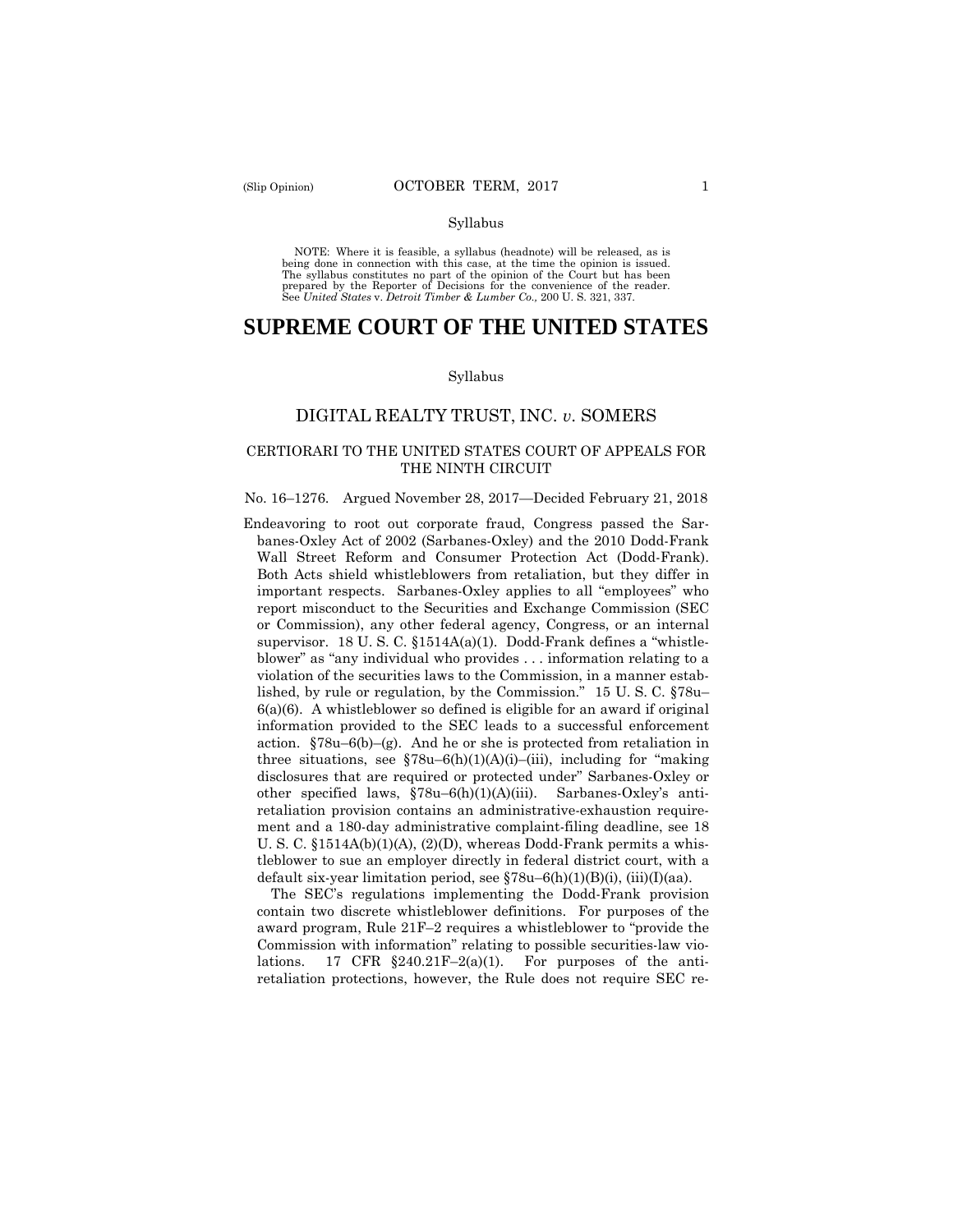(Slip Opinion)

OCTOBER TERM, 2017

Syllabus

NOTE: Where it is feasible, a syllabus (headnote) will be released, as is being done in connection with this case, at the time the opinion is issued. The syllabus constitutes no part of the opinion of the Court but has been prepared by the Reporter of Decisions for the convenience of the reader. See *United States* v. *Detroit Timber & Lumber Co.,* 200 U. S. 321, 337.

# SUPREME COURT OF THE UNITED STATES

Syllabus

## DIGITAL REALTY TRUST, INC. *v.* SOMERS

### CERTIORARI TO THE UNITED STATES COURT OF APPEALS FOR THE NINTH CIRCUIT

No. 16–1276. Argued November 28, 2017—Decided February 21, 2018

Endeavoring to root out corporate fraud, Congress passed the Sarbanes-Oxley Act of 2002 (Sarbanes-Oxley) and the 2010 Dodd-Frank Wall Street Reform and Consumer Protection Act (Dodd-Frank). Both Acts shield whistleblowers from retaliation, but they differ in important respects. Sarbanes-Oxley applies to all "employees" who report misconduct to the Securities and Exchange Commission (SEC or Commission), any other federal agency, Congress, or an internal supervisor. 18 U. S. C. §1514A(a)(1). Dodd-Frank defines a "whistleblower" as "any individual who provides . . . information relating to a violation of the securities laws to the Commission, in a manner established, by rule or regulation, by the Commission." 15 U. S. C. §78u–6(a)(6). A whistleblower so defined is eligible for an award if original information provided to the SEC leads to a successful enforcement action. §78u–6(b)–(g). And he or she is protected from retaliation in three situations, see §78u–6(h)(1)(A)(i)–(iii), including for "making disclosures that are required or protected under" Sarbanes-Oxley or other specified laws, §78u–6(h)(1)(A)(iii). Sarbanes-Oxley's anti-retaliation provision contains an administrative-exhaustion requirement and a 180-day administrative complaint-filing deadline, see 18 U. S. C. §1514A(b)(1)(A), (2)(D), whereas Dodd-Frank permits a whistleblower to sue an employer directly in federal district court, with a default six-year limitation period, see §78u–6(h)(1)(B)(i), (iii)(I)(aa).

The SEC's regulations implementing the Dodd-Frank provision contain two discrete whistleblower definitions. For purposes of the award program, Rule 21F–2 requires a whistleblower to "provide the Commission with information" relating to possible securities-law violations. 17 CFR §240.21F–2(a)(1). For purposes of the anti-retaliation protections, however, the Rule does not require SEC re-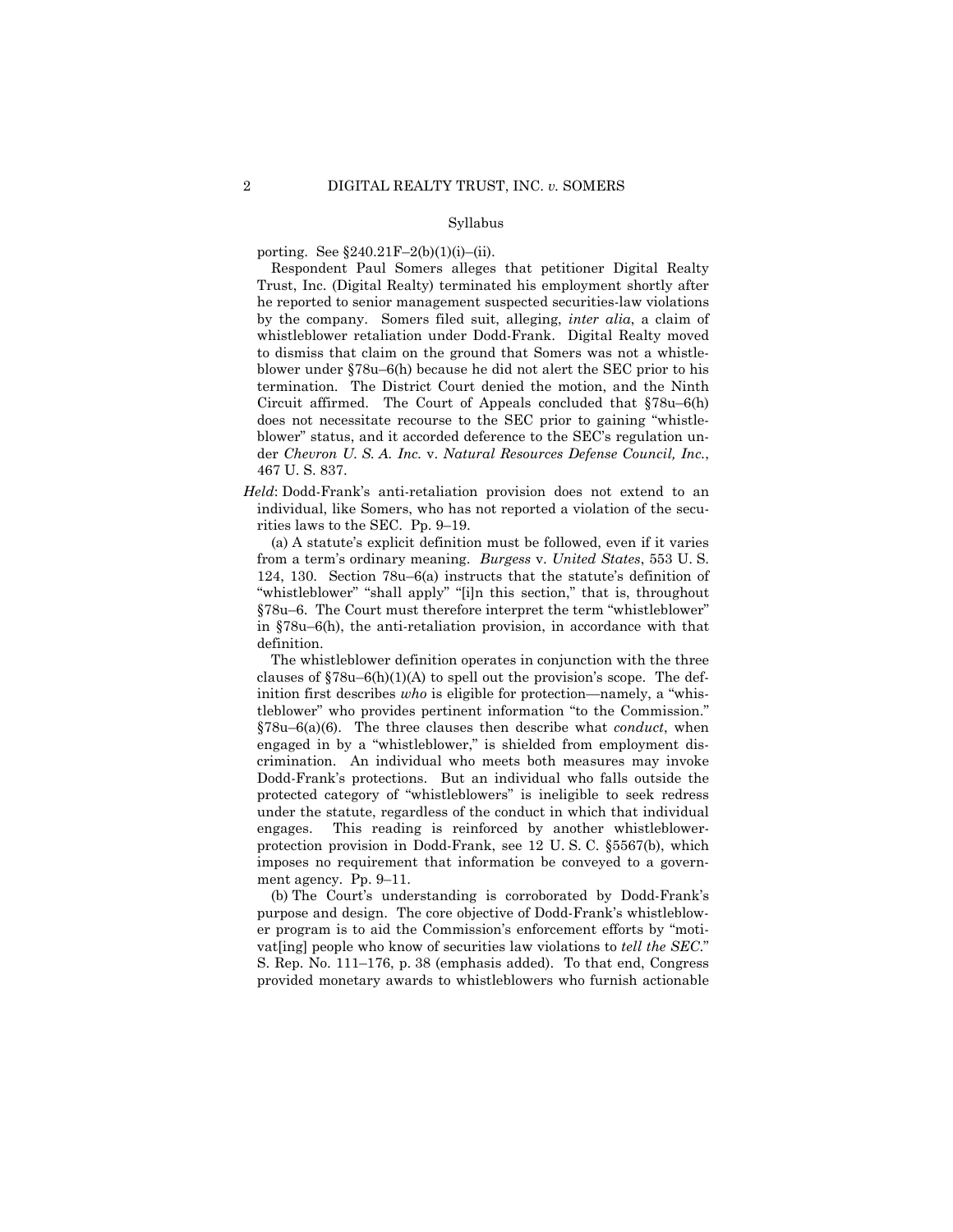porting. See §240.21F–2(b)(1)(i)–(ii).

Respondent Paul Somers alleges that petitioner Digital Realty Trust, Inc. (Digital Realty) terminated his employment shortly after he reported to senior management suspected securities-law violations by the company. Somers filed suit, alleging, *inter alia*, a claim of whistleblower retaliation under Dodd-Frank. Digital Realty moved to dismiss that claim on the ground that Somers was not a whistleblower under §78u–6(h) because he did not alert the SEC prior to his termination. The District Court denied the motion, and the Ninth Circuit affirmed. The Court of Appeals concluded that §78u–6(h) does not necessitate recourse to the SEC prior to gaining "whistleblower" status, and it accorded deference to the SEC's regulation under *Chevron U. S. A. Inc.* v. *Natural Resources Defense Council, Inc.*, 467 U. S. 837.

*Held*: Dodd-Frank's anti-retaliation provision does not extend to an individual, like Somers, who has not reported a violation of the securities laws to the SEC. Pp. 9–19.

(a) A statute's explicit definition must be followed, even if it varies from a term's ordinary meaning. *Burgess* v. *United States*, 553 U. S. 124, 130. Section 78u–6(a) instructs that the statute's definition of "whistleblower" "shall apply" "[i]n this section," that is, throughout §78u–6. The Court must therefore interpret the term "whistleblower" in §78u–6(h), the anti-retaliation provision, in accordance with that definition.

The whistleblower definition operates in conjunction with the three clauses of §78u–6(h)(1)(A) to spell out the provision's scope. The definition first describes *who* is eligible for protection—namely, a "whistleblower" who provides pertinent information "to the Commission." §78u–6(a)(6). The three clauses then describe what *conduct*, when engaged in by a "whistleblower," is shielded from employment discrimination. An individual who meets both measures may invoke Dodd-Frank's protections. But an individual who falls outside the protected category of "whistleblowers" is ineligible to seek redress under the statute, regardless of the conduct in which that individual engages. This reading is reinforced by another whistleblower-protection provision in Dodd-Frank, see 12 U. S. C. §5567(b), which imposes no requirement that information be conveyed to a government agency. Pp. 9–11.

(b) The Court's understanding is corroborated by Dodd-Frank's purpose and design. The core objective of Dodd-Frank's whistleblower program is to aid the Commission's enforcement efforts by "motivat[ing] people who know of securities law violations to *tell the SEC*." S. Rep. No. 111–176, p. 38 (emphasis added). To that end, Congress provided monetary awards to whistleblowers who furnish actionable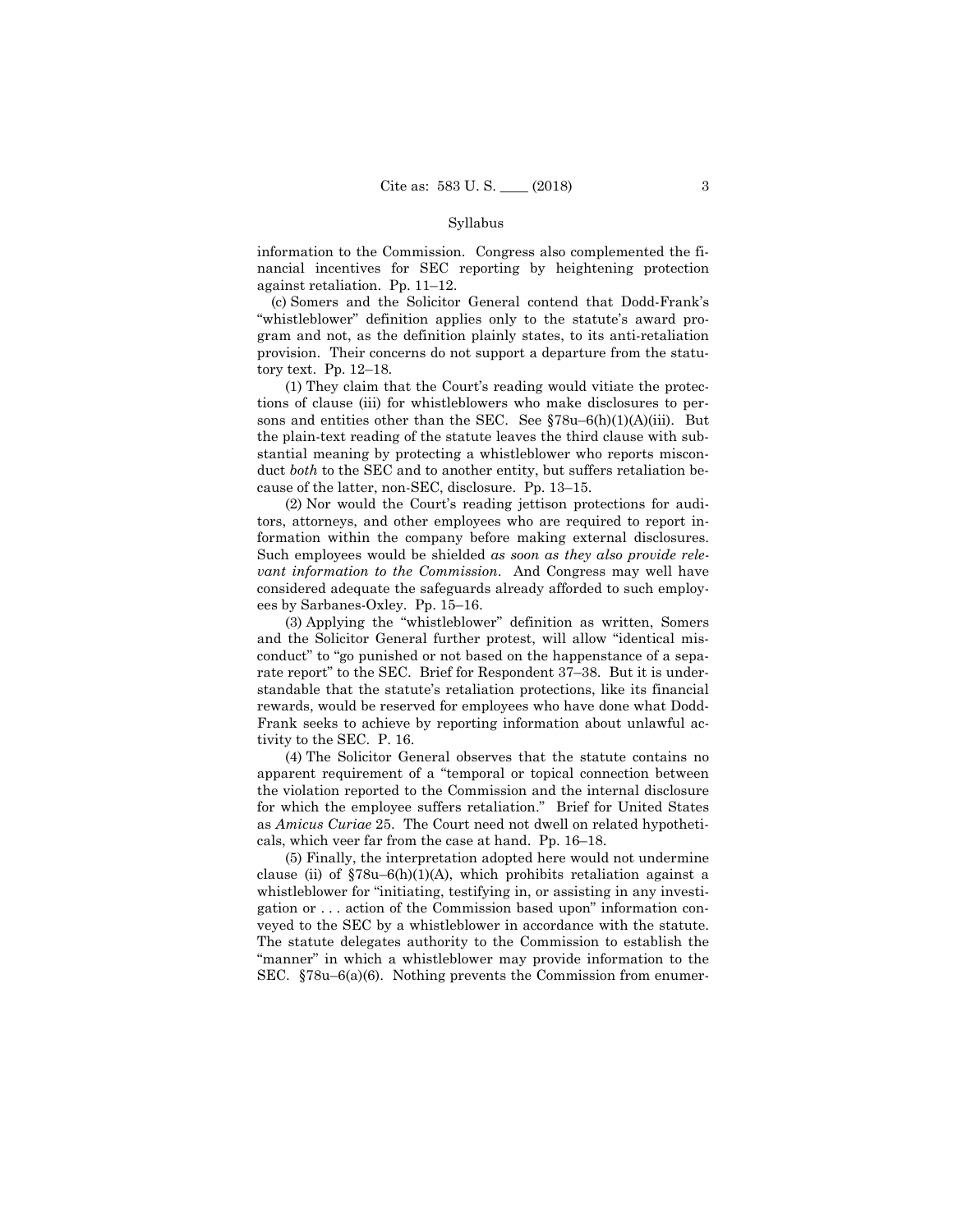information to the Commission. Congress also complemented the financial incentives for SEC reporting by heightening protection against retaliation. Pp. 11–12.

(c) Somers and the Solicitor General contend that Dodd-Frank's "whistleblower" definition applies only to the statute's award program and not, as the definition plainly states, to its anti-retaliation provision. Their concerns do not support a departure from the statutory text. Pp. 12–18.

(1) They claim that the Court's reading would vitiate the protections of clause (iii) for whistleblowers who make disclosures to persons and entities other than the SEC. See §78u–6(h)(1)(A)(iii). But the plain-text reading of the statute leaves the third clause with substantial meaning by protecting a whistleblower who reports misconduct *both* to the SEC and to another entity, but suffers retaliation because of the latter, non-SEC, disclosure. Pp. 13–15.

(2) Nor would the Court's reading jettison protections for auditors, attorneys, and other employees who are required to report information within the company before making external disclosures. Such employees would be shielded *as soon as they also provide relevant information to the Commission*. And Congress may well have considered adequate the safeguards already afforded to such employees by Sarbanes-Oxley. Pp. 15–16.

(3) Applying the "whistleblower" definition as written, Somers and the Solicitor General further protest, will allow "identical misconduct" to "go punished or not based on the happenstance of a separate report" to the SEC. Brief for Respondent 37–38. But it is understandable that the statute's retaliation protections, like its financial rewards, would be reserved for employees who have done what Dodd-Frank seeks to achieve by reporting information about unlawful activity to the SEC. P. 16.

(4) The Solicitor General observes that the statute contains no apparent requirement of a "temporal or topical connection between the violation reported to the Commission and the internal disclosure for which the employee suffers retaliation." Brief for United States as *Amicus Curiae* 25. The Court need not dwell on related hypotheticals, which veer far from the case at hand. Pp. 16–18.

(5) Finally, the interpretation adopted here would not undermine clause (ii) of §78u–6(h)(1)(A), which prohibits retaliation against a whistleblower for "initiating, testifying in, or assisting in any investigation or . . . action of the Commission based upon" information conveyed to the SEC by a whistleblower in accordance with the statute. The statute delegates authority to the Commission to establish the "manner" in which a whistleblower may provide information to the SEC. §78u–6(a)(6). Nothing prevents the Commission from enumer-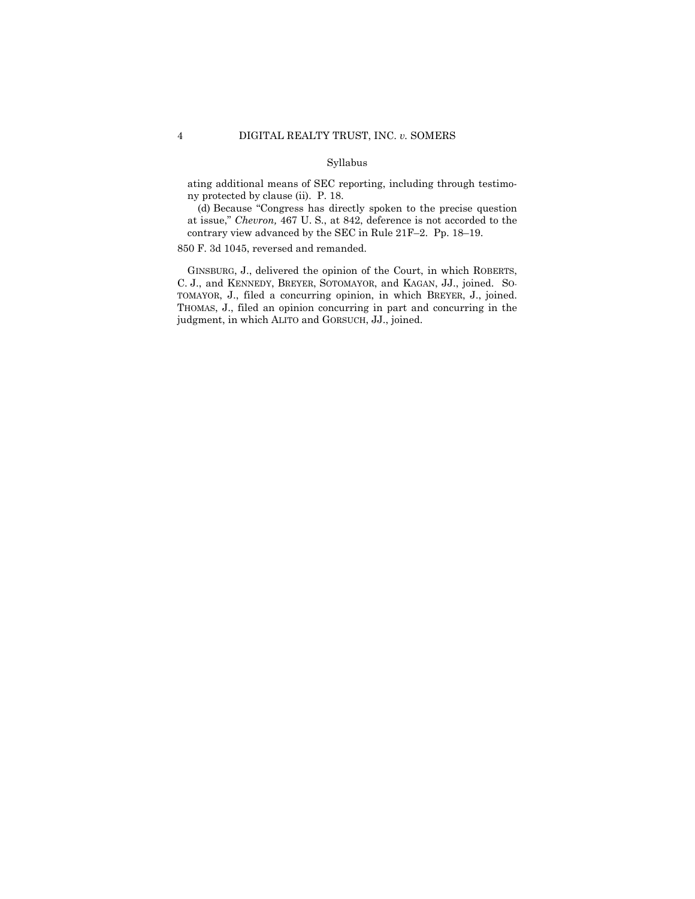ating additional means of SEC reporting, including through testimony protected by clause (ii). P. 18.

(d) Because "Congress has directly spoken to the precise question at issue," *Chevron,* 467 U. S., at 842, deference is not accorded to the contrary view advanced by the SEC in Rule 21F–2. Pp. 18–19.

850 F. 3d 1045, reversed and remanded.

GINSBURG, J., delivered the opinion of the Court, in which ROBERTS, C. J., and KENNEDY, BREYER, SOTOMAYOR, and KAGAN, JJ., joined. SOTOMAYOR, J., filed a concurring opinion, in which BREYER, J., joined. THOMAS, J., filed an opinion concurring in part and concurring in the judgment, in which ALITO and GORSUCH, JJ., joined.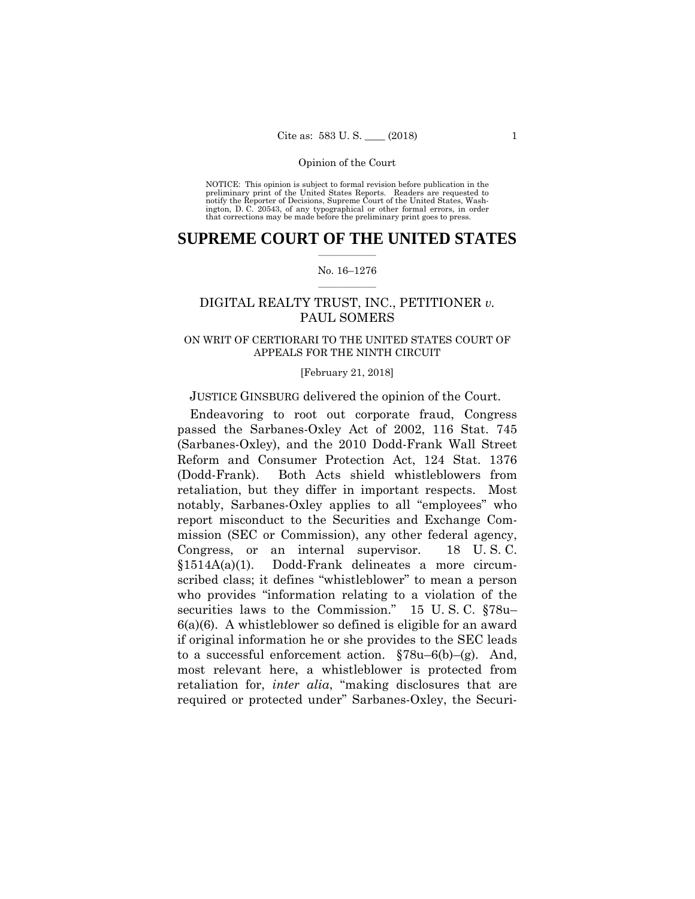Opinion of the Court

NOTICE: This opinion is subject to formal revision before publication in the preliminary print of the United States Reports. Readers are requested to notify the Reporter of Decisions, Supreme Court of the United States, Washington, D. C. 20543, of any typographical or other formal errors, in order that corrections may be made before the preliminary print goes to press.

# SUPREME COURT OF THE UNITED STATES

No. 16–1276

DIGITAL REALTY TRUST, INC., PETITIONER *v.* PAUL SOMERS

ON WRIT OF CERTIORARI TO THE UNITED STATES COURT OF APPEALS FOR THE NINTH CIRCUIT

[February 21, 2018]

JUSTICE GINSBURG delivered the opinion of the Court.

Endeavoring to root out corporate fraud, Congress passed the Sarbanes-Oxley Act of 2002, 116 Stat. 745 (Sarbanes-Oxley), and the 2010 Dodd-Frank Wall Street Reform and Consumer Protection Act, 124 Stat. 1376 (Dodd-Frank). Both Acts shield whistleblowers from retaliation, but they differ in important respects. Most notably, Sarbanes-Oxley applies to all "employees" who report misconduct to the Securities and Exchange Commission (SEC or Commission), any other federal agency, Congress, or an internal supervisor. 18 U. S. C. §1514A(a)(1). Dodd-Frank delineates a more circumscribed class; it defines "whistleblower" to mean a person who provides "information relating to a violation of the securities laws to the Commission." 15 U. S. C. §78u–6(a)(6). A whistleblower so defined is eligible for an award if original information he or she provides to the SEC leads to a successful enforcement action. §78u–6(b)–(g). And, most relevant here, a whistleblower is protected from retaliation for, *inter alia*, "making disclosures that are required or protected under" Sarbanes-Oxley, the Securi-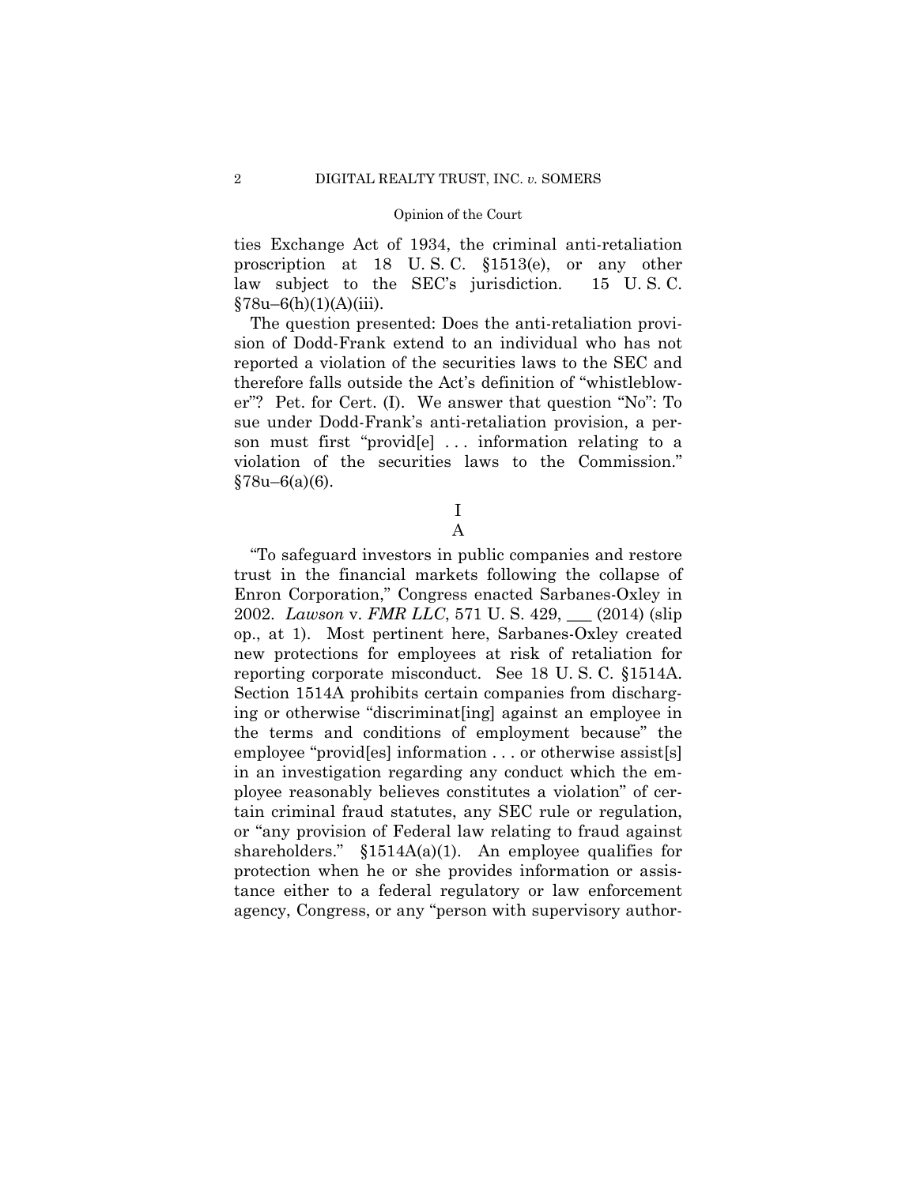ties Exchange Act of 1934, the criminal anti-retaliation proscription at 18 U. S. C. §1513(e), or any other law subject to the SEC's jurisdiction. 15 U. S. C. §78u–6(h)(1)(A)(iii).

The question presented: Does the anti-retaliation provision of Dodd-Frank extend to an individual who has not reported a violation of the securities laws to the SEC and therefore falls outside the Act's definition of "whistleblower"? Pet. for Cert. (I). We answer that question "No": To sue under Dodd-Frank's anti-retaliation provision, a person must first "provid[e] . . . information relating to a violation of the securities laws to the Commission." §78u–6(a)(6).

## I

### A

"To safeguard investors in public companies and restore trust in the financial markets following the collapse of Enron Corporation," Congress enacted Sarbanes-Oxley in 2002. *Lawson* v. *FMR LLC*, 571 U. S. 429, ___ (2014) (slip op., at 1). Most pertinent here, Sarbanes-Oxley created new protections for employees at risk of retaliation for reporting corporate misconduct. See 18 U. S. C. §1514A. Section 1514A prohibits certain companies from discharging or otherwise "discriminat[ing] against an employee in the terms and conditions of employment because" the employee "provid[es] information . . . or otherwise assist[s] in an investigation regarding any conduct which the employee reasonably believes constitutes a violation" of certain criminal fraud statutes, any SEC rule or regulation, or "any provision of Federal law relating to fraud against shareholders." §1514A(a)(1). An employee qualifies for protection when he or she provides information or assistance either to a federal regulatory or law enforcement agency, Congress, or any "person with supervisory author-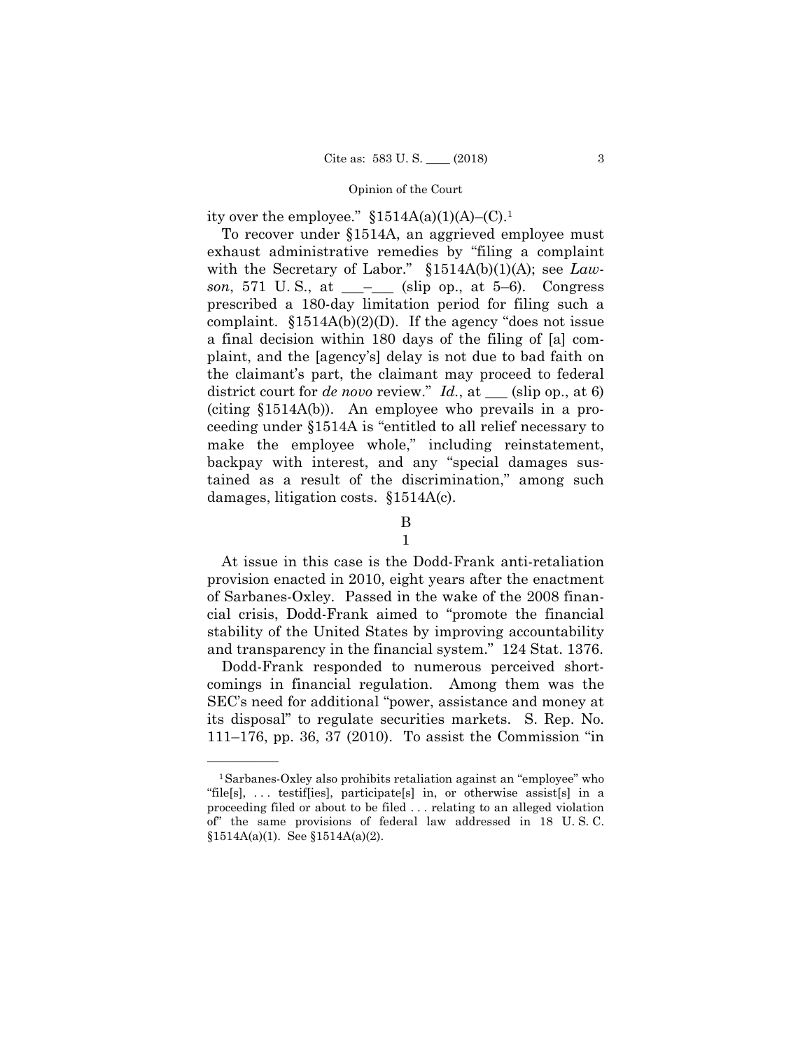ity over the employee." §1514A(a)(1)(A)–(C).[1]

To recover under §1514A, an aggrieved employee must exhaust administrative remedies by "filing a complaint with the Secretary of Labor." §1514A(b)(1)(A); see *Lawson*, 571 U. S., at ___–___ (slip op., at 5–6). Congress prescribed a 180-day limitation period for filing such a complaint. §1514A(b)(2)(D). If the agency "does not issue a final decision within 180 days of the filing of [a] complaint, and the [agency's] delay is not due to bad faith on the claimant's part, the claimant may proceed to federal district court for *de novo* review." *Id.*, at ___ (slip op., at 6) (citing §1514A(b)). An employee who prevails in a proceeding under §1514A is "entitled to all relief necessary to make the employee whole," including reinstatement, backpay with interest, and any "special damages sustained as a result of the discrimination," among such damages, litigation costs. §1514A(c).

## B

### 1

At issue in this case is the Dodd-Frank anti-retaliation provision enacted in 2010, eight years after the enactment of Sarbanes-Oxley. Passed in the wake of the 2008 financial crisis, Dodd-Frank aimed to "promote the financial stability of the United States by improving accountability and transparency in the financial system." 124 Stat. 1376.

Dodd-Frank responded to numerous perceived shortcomings in financial regulation. Among them was the SEC's need for additional "power, assistance and money at its disposal" to regulate securities markets. S. Rep. No. 111–176, pp. 36, 37 (2010). To assist the Commission "in

---

[1] Sarbanes-Oxley also prohibits retaliation against an "employee" who "file[s], . . . testif[ies], participate[s] in, or otherwise assist[s] in a proceeding filed or about to be filed . . . relating to an alleged violation of" the same provisions of federal law addressed in 18 U. S. C. §1514A(a)(1). See §1514A(a)(2).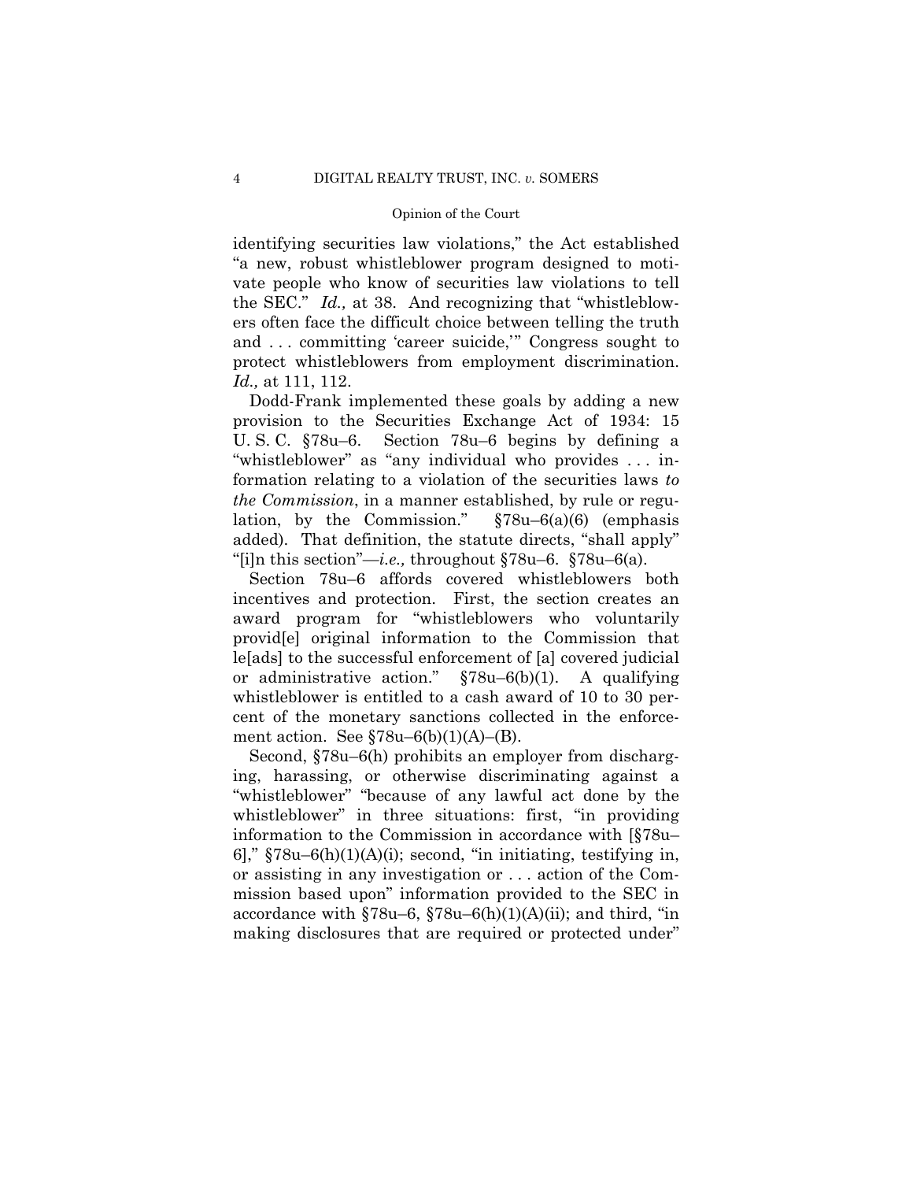identifying securities law violations," the Act established "a new, robust whistleblower program designed to motivate people who know of securities law violations to tell the SEC." *Id.,* at 38. And recognizing that "whistleblowers often face the difficult choice between telling the truth and . . . committing 'career suicide,'" Congress sought to protect whistleblowers from employment discrimination. *Id.,* at 111, 112.

Dodd-Frank implemented these goals by adding a new provision to the Securities Exchange Act of 1934: 15 U. S. C. §78u–6. Section 78u–6 begins by defining a "whistleblower" as "any individual who provides . . . information relating to a violation of the securities laws *to the Commission*, in a manner established, by rule or regulation, by the Commission." §78u–6(a)(6) (emphasis added). That definition, the statute directs, "shall apply" "[i]n this section"—*i.e.,* throughout §78u–6. §78u–6(a).

Section 78u–6 affords covered whistleblowers both incentives and protection. First, the section creates an award program for "whistleblowers who voluntarily provid[e] original information to the Commission that le[ads] to the successful enforcement of [a] covered judicial or administrative action." §78u–6(b)(1). A qualifying whistleblower is entitled to a cash award of 10 to 30 percent of the monetary sanctions collected in the enforcement action. See §78u–6(b)(1)(A)–(B).

Second, §78u–6(h) prohibits an employer from discharging, harassing, or otherwise discriminating against a "whistleblower" "because of any lawful act done by the whistleblower" in three situations: first, "in providing information to the Commission in accordance with [§78u–6]," §78u–6(h)(1)(A)(i); second, "in initiating, testifying in, or assisting in any investigation or . . . action of the Commission based upon" information provided to the SEC in accordance with §78u–6, §78u–6(h)(1)(A)(ii); and third, "in making disclosures that are required or protected under"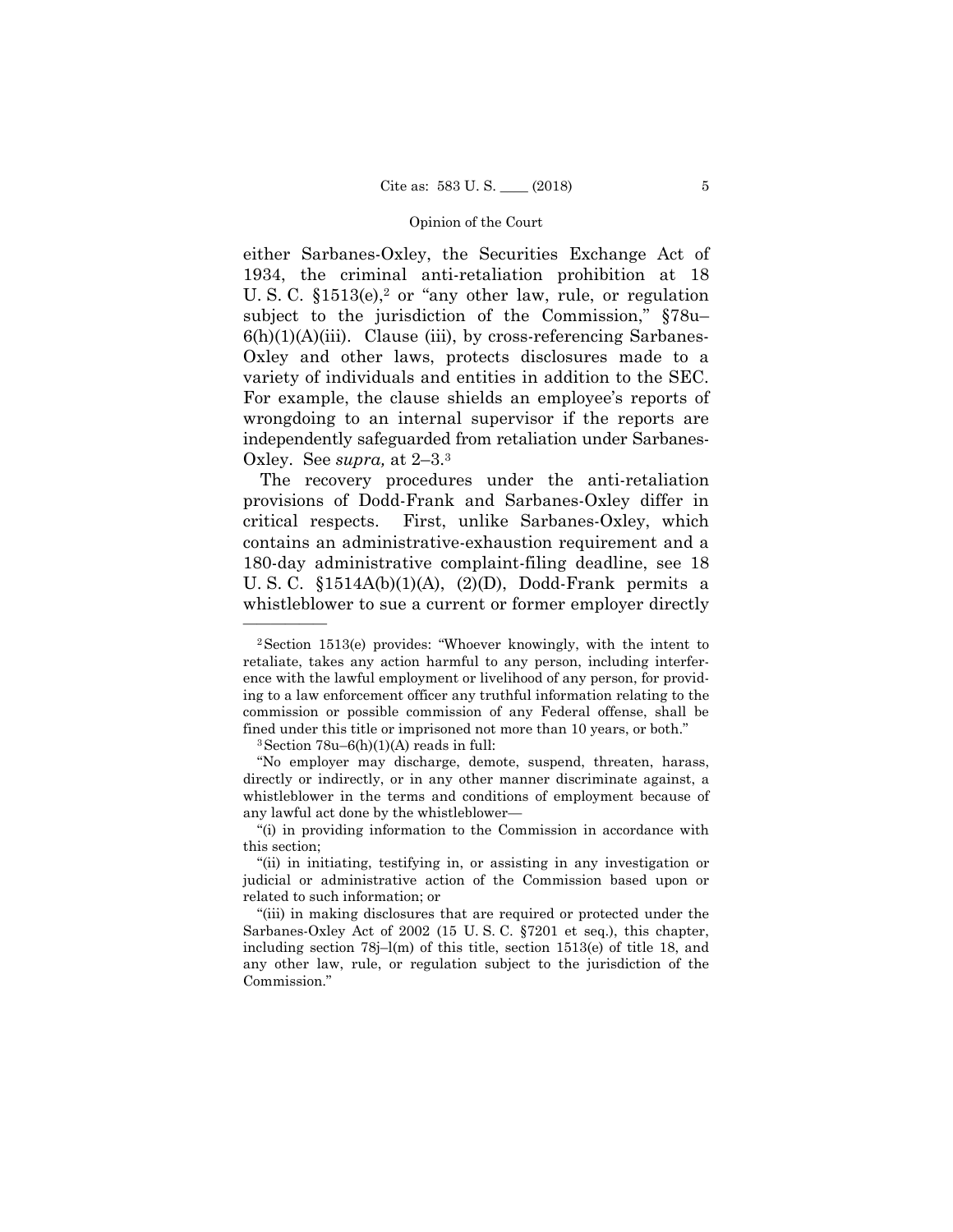either Sarbanes-Oxley, the Securities Exchange Act of 1934, the criminal anti-retaliation prohibition at 18 U. S. C. §1513(e),[2] or "any other law, rule, or regulation subject to the jurisdiction of the Commission," §78u–6(h)(1)(A)(iii). Clause (iii), by cross-referencing Sarbanes-Oxley and other laws, protects disclosures made to a variety of individuals and entities in addition to the SEC. For example, the clause shields an employee's reports of wrongdoing to an internal supervisor if the reports are independently safeguarded from retaliation under Sarbanes-Oxley. See *supra,* at 2–3.[3]

The recovery procedures under the anti-retaliation provisions of Dodd-Frank and Sarbanes-Oxley differ in critical respects. First, unlike Sarbanes-Oxley, which contains an administrative-exhaustion requirement and a 180-day administrative complaint-filing deadline, see 18 U. S. C. §1514A(b)(1)(A), (2)(D), Dodd-Frank permits a whistleblower to sue a current or former employer directly

---

[2] Section 1513(e) provides: "Whoever knowingly, with the intent to retaliate, takes any action harmful to any person, including interference with the lawful employment or livelihood of any person, for providing to a law enforcement officer any truthful information relating to the commission or possible commission of any Federal offense, shall be fined under this title or imprisoned not more than 10 years, or both."

[3] Section 78u–6(h)(1)(A) reads in full:

"No employer may discharge, demote, suspend, threaten, harass, directly or indirectly, or in any other manner discriminate against, a whistleblower in the terms and conditions of employment because of any lawful act done by the whistleblower—

"(i) in providing information to the Commission in accordance with this section;

"(ii) in initiating, testifying in, or assisting in any investigation or judicial or administrative action of the Commission based upon or related to such information; or

"(iii) in making disclosures that are required or protected under the Sarbanes-Oxley Act of 2002 (15 U. S. C. §7201 et seq.), this chapter, including section 78j–l(m) of this title, section 1513(e) of title 18, and any other law, rule, or regulation subject to the jurisdiction of the Commission."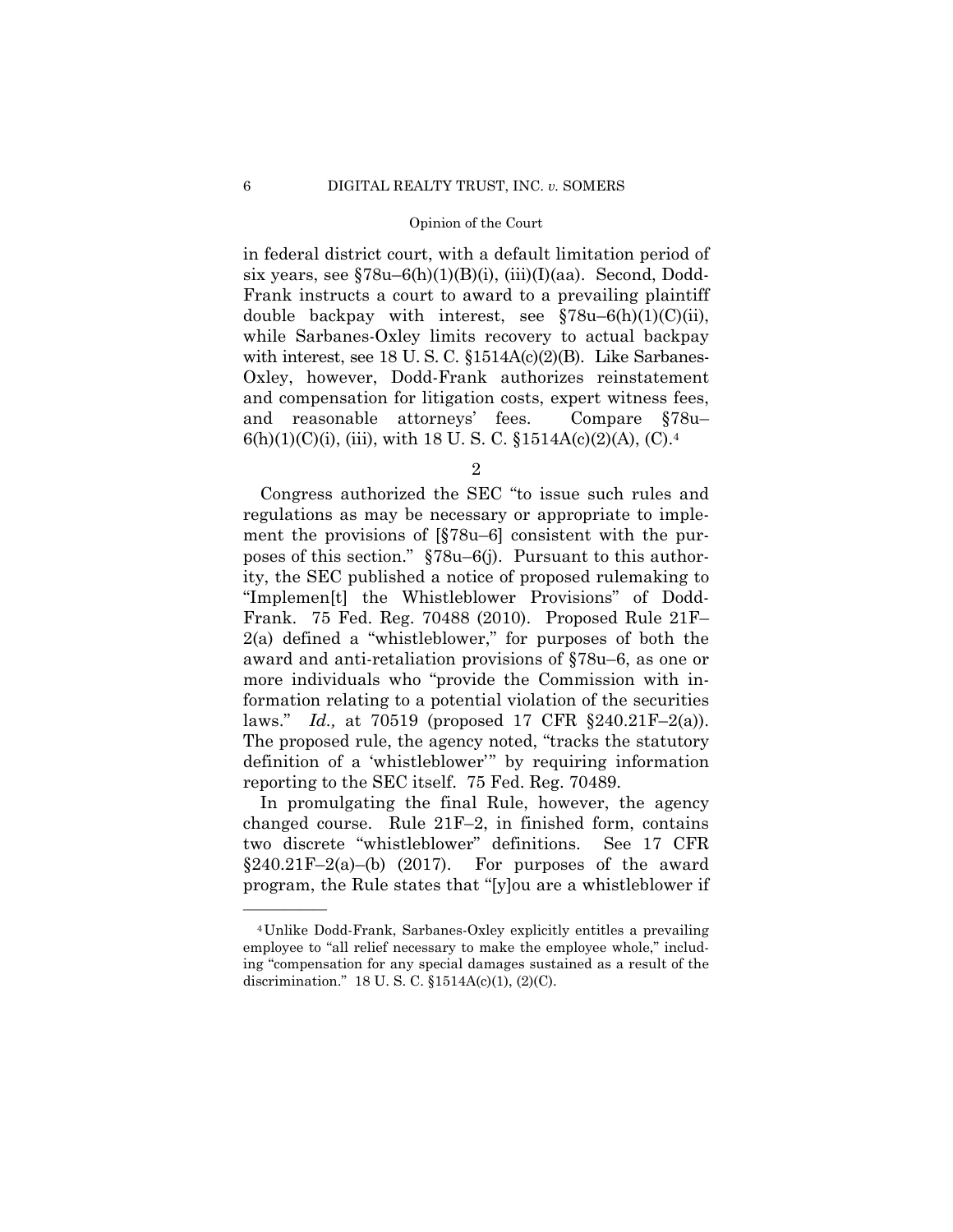in federal district court, with a default limitation period of six years, see §78u–6(h)(1)(B)(i), (iii)(I)(aa). Second, Dodd-Frank instructs a court to award to a prevailing plaintiff double backpay with interest, see §78u–6(h)(1)(C)(ii), while Sarbanes-Oxley limits recovery to actual backpay with interest, see 18 U. S. C. §1514A(c)(2)(B). Like Sarbanes-Oxley, however, Dodd-Frank authorizes reinstatement and compensation for litigation costs, expert witness fees, and reasonable attorneys' fees. Compare §78u–6(h)(1)(C)(i), (iii), with 18 U. S. C. §1514A(c)(2)(A), (C).[4]

2

Congress authorized the SEC "to issue such rules and regulations as may be necessary or appropriate to implement the provisions of [§78u–6] consistent with the purposes of this section." §78u–6(j). Pursuant to this authority, the SEC published a notice of proposed rulemaking to "Implemen[t] the Whistleblower Provisions" of Dodd-Frank. 75 Fed. Reg. 70488 (2010). Proposed Rule 21F–2(a) defined a "whistleblower," for purposes of both the award and anti-retaliation provisions of §78u–6, as one or more individuals who "provide the Commission with information relating to a potential violation of the securities laws." *Id.,* at 70519 (proposed 17 CFR §240.21F–2(a)). The proposed rule, the agency noted, "tracks the statutory definition of a 'whistleblower'" by requiring information reporting to the SEC itself. 75 Fed. Reg. 70489.

In promulgating the final Rule, however, the agency changed course. Rule 21F–2, in finished form, contains two discrete "whistleblower" definitions. See 17 CFR §240.21F–2(a)–(b) (2017). For purposes of the award program, the Rule states that "[y]ou are a whistleblower if

---

[4] Unlike Dodd-Frank, Sarbanes-Oxley explicitly entitles a prevailing employee to "all relief necessary to make the employee whole," including "compensation for any special damages sustained as a result of the discrimination." 18 U. S. C. §1514A(c)(1), (2)(C).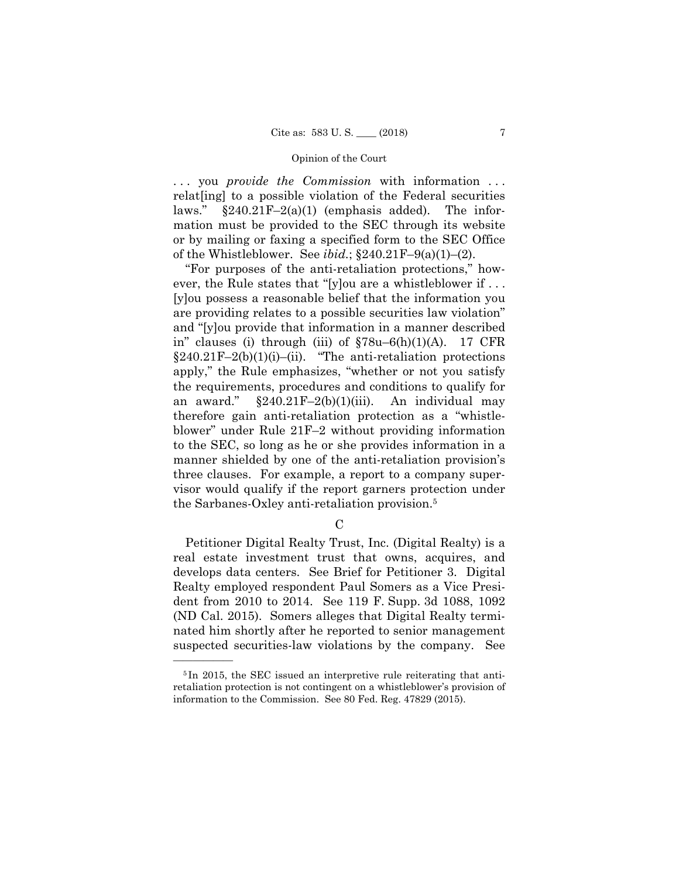. . . you *provide the Commission* with information . . . relat[ing] to a possible violation of the Federal securities laws." §240.21F–2(a)(1) (emphasis added). The information must be provided to the SEC through its website or by mailing or faxing a specified form to the SEC Office of the Whistleblower. See *ibid.*; §240.21F–9(a)(1)–(2).

"For purposes of the anti-retaliation protections," however, the Rule states that "[y]ou are a whistleblower if . . . [y]ou possess a reasonable belief that the information you are providing relates to a possible securities law violation" and "[y]ou provide that information in a manner described in" clauses (i) through (iii) of §78u–6(h)(1)(A). 17 CFR §240.21F–2(b)(1)(i)–(ii). "The anti-retaliation protections apply," the Rule emphasizes, "whether or not you satisfy the requirements, procedures and conditions to qualify for an award." §240.21F–2(b)(1)(iii). An individual may therefore gain anti-retaliation protection as a "whistleblower" under Rule 21F–2 without providing information to the SEC, so long as he or she provides information in a manner shielded by one of the anti-retaliation provision's three clauses. For example, a report to a company supervisor would qualify if the report garners protection under the Sarbanes-Oxley anti-retaliation provision.[5]

C

Petitioner Digital Realty Trust, Inc. (Digital Realty) is a real estate investment trust that owns, acquires, and develops data centers. See Brief for Petitioner 3. Digital Realty employed respondent Paul Somers as a Vice President from 2010 to 2014. See 119 F. Supp. 3d 1088, 1092 (ND Cal. 2015). Somers alleges that Digital Realty terminated him shortly after he reported to senior management suspected securities-law violations by the company. See

[5] In 2015, the SEC issued an interpretive rule reiterating that anti-retaliation protection is not contingent on a whistleblower's provision of information to the Commission. See 80 Fed. Reg. 47829 (2015).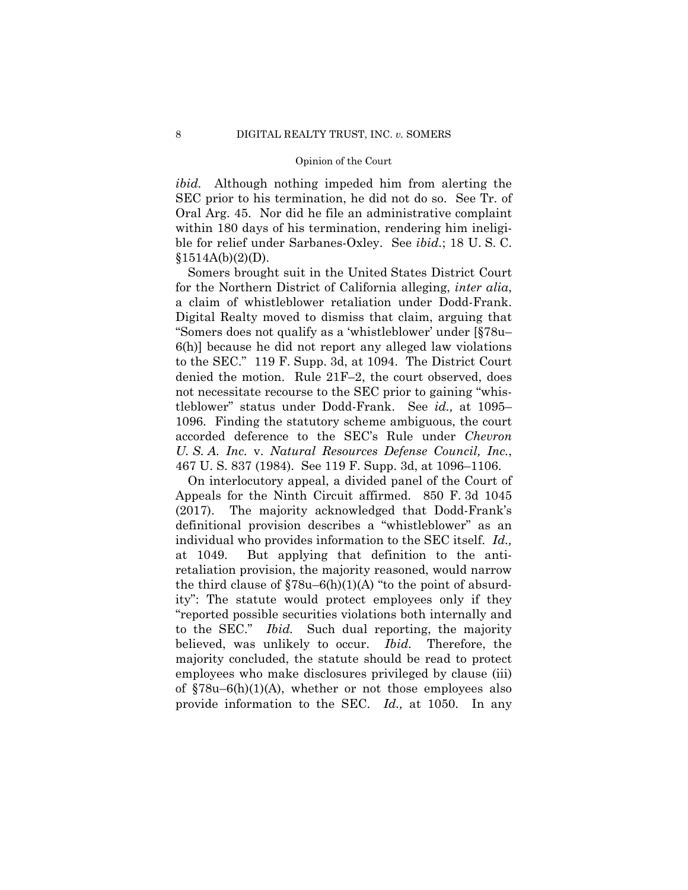*ibid.* Although nothing impeded him from alerting the SEC prior to his termination, he did not do so. See Tr. of Oral Arg. 45. Nor did he file an administrative complaint within 180 days of his termination, rendering him ineligible for relief under Sarbanes-Oxley. See *ibid.*; 18 U. S. C. §1514A(b)(2)(D).

Somers brought suit in the United States District Court for the Northern District of California alleging, *inter alia*, a claim of whistleblower retaliation under Dodd-Frank. Digital Realty moved to dismiss that claim, arguing that "Somers does not qualify as a 'whistleblower' under [§78u–6(h)] because he did not report any alleged law violations to the SEC." 119 F. Supp. 3d, at 1094. The District Court denied the motion. Rule 21F–2, the court observed, does not necessitate recourse to the SEC prior to gaining "whistleblower" status under Dodd-Frank. See *id.,* at 1095–1096. Finding the statutory scheme ambiguous, the court accorded deference to the SEC's Rule under *Chevron U. S. A. Inc.* v. *Natural Resources Defense Council, Inc.*, 467 U. S. 837 (1984). See 119 F. Supp. 3d, at 1096–1106.

On interlocutory appeal, a divided panel of the Court of Appeals for the Ninth Circuit affirmed. 850 F. 3d 1045 (2017). The majority acknowledged that Dodd-Frank's definitional provision describes a "whistleblower" as an individual who provides information to the SEC itself. *Id.,* at 1049. But applying that definition to the anti-retaliation provision, the majority reasoned, would narrow the third clause of §78u–6(h)(1)(A) "to the point of absurdity": The statute would protect employees only if they "reported possible securities violations both internally and to the SEC." *Ibid.* Such dual reporting, the majority believed, was unlikely to occur. *Ibid.* Therefore, the majority concluded, the statute should be read to protect employees who make disclosures privileged by clause (iii) of §78u–6(h)(1)(A), whether or not those employees also provide information to the SEC. *Id.,* at 1050. In any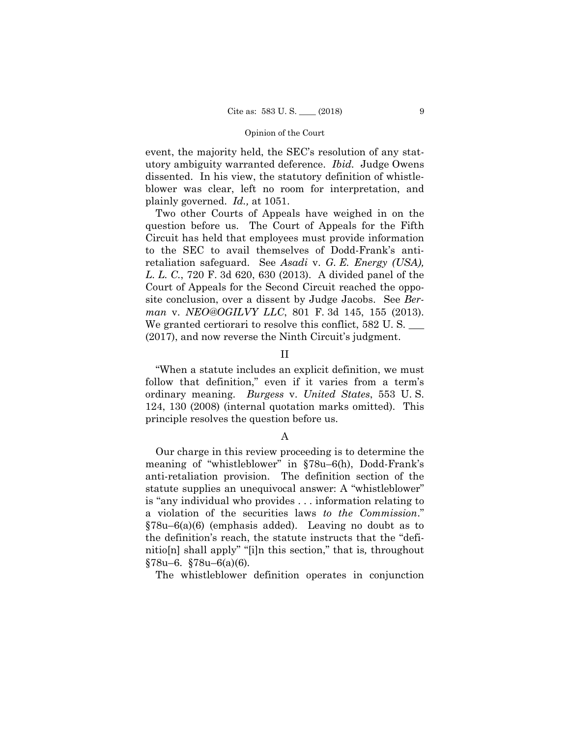event, the majority held, the SEC's resolution of any statutory ambiguity warranted deference. *Ibid.* Judge Owens dissented. In his view, the statutory definition of whistleblower was clear, left no room for interpretation, and plainly governed. *Id.,* at 1051.

Two other Courts of Appeals have weighed in on the question before us. The Court of Appeals for the Fifth Circuit has held that employees must provide information to the SEC to avail themselves of Dodd-Frank's anti-retaliation safeguard. See *Asadi* v. *G. E. Energy (USA), L. L. C.*, 720 F. 3d 620, 630 (2013). A divided panel of the Court of Appeals for the Second Circuit reached the opposite conclusion, over a dissent by Judge Jacobs. See *Berman* v. *NEO@OGILVY LLC*, 801 F. 3d 145, 155 (2013). We granted certiorari to resolve this conflict, 582 U. S. ___ (2017), and now reverse the Ninth Circuit's judgment.

## II

"When a statute includes an explicit definition, we must follow that definition," even if it varies from a term's ordinary meaning. *Burgess* v. *United States*, 553 U. S. 124, 130 (2008) (internal quotation marks omitted). This principle resolves the question before us.

### A

Our charge in this review proceeding is to determine the meaning of "whistleblower" in §78u–6(h), Dodd-Frank's anti-retaliation provision. The definition section of the statute supplies an unequivocal answer: A "whistleblower" is "any individual who provides . . . information relating to a violation of the securities laws *to the Commission*." §78u–6(a)(6) (emphasis added). Leaving no doubt as to the definition's reach, the statute instructs that the "definitio[n] shall apply" "[i]n this section," that is*,* throughout §78u–6. §78u–6(a)(6).

The whistleblower definition operates in conjunction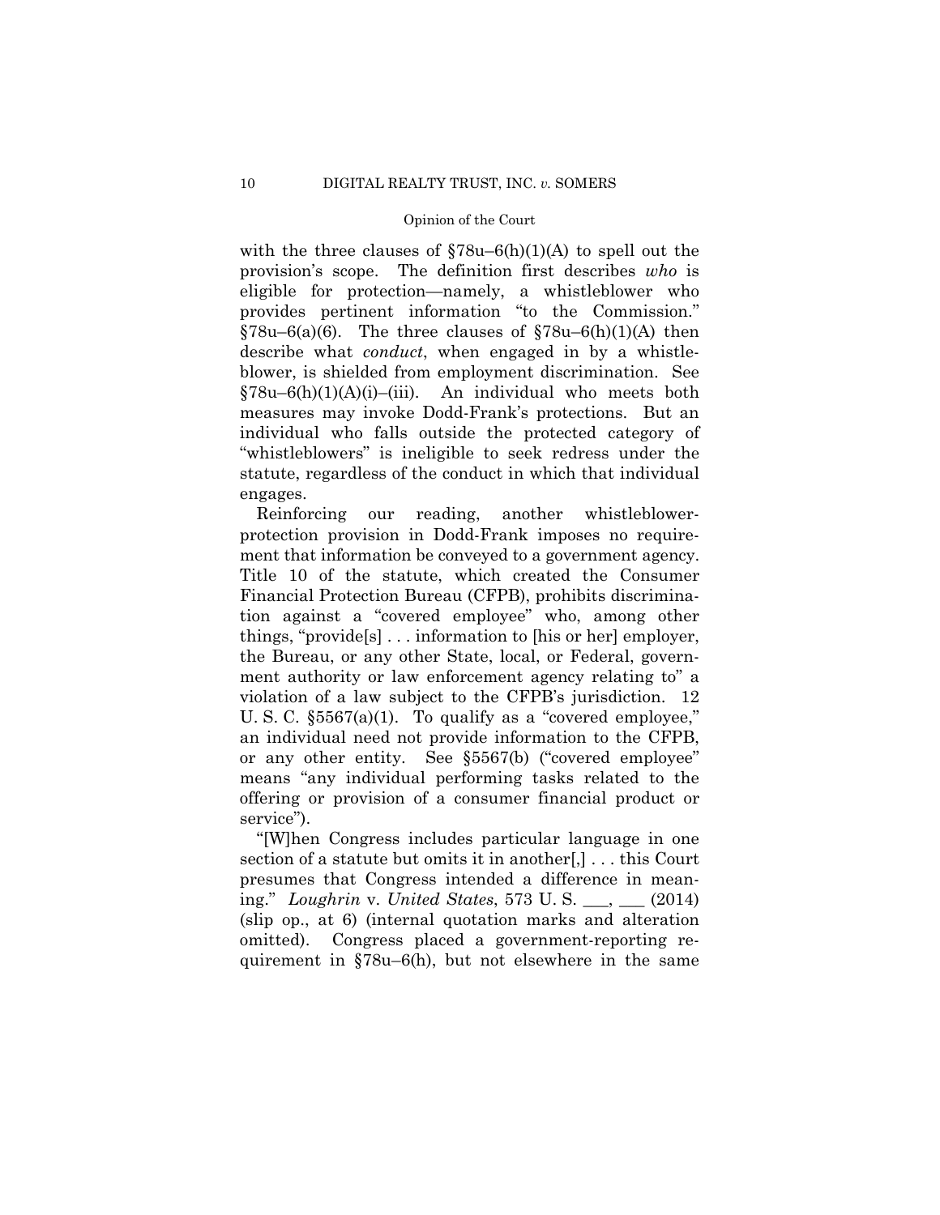with the three clauses of §78u–6(h)(1)(A) to spell out the provision's scope. The definition first describes *who* is eligible for protection—namely, a whistleblower who provides pertinent information "to the Commission." §78u–6(a)(6). The three clauses of §78u–6(h)(1)(A) then describe what *conduct*, when engaged in by a whistleblower, is shielded from employment discrimination. See §78u–6(h)(1)(A)(i)–(iii). An individual who meets both measures may invoke Dodd-Frank's protections. But an individual who falls outside the protected category of "whistleblowers" is ineligible to seek redress under the statute, regardless of the conduct in which that individual engages.

Reinforcing our reading, another whistleblower-protection provision in Dodd-Frank imposes no requirement that information be conveyed to a government agency. Title 10 of the statute, which created the Consumer Financial Protection Bureau (CFPB), prohibits discrimination against a "covered employee" who, among other things, "provide[s] . . . information to [his or her] employer, the Bureau, or any other State, local, or Federal, government authority or law enforcement agency relating to" a violation of a law subject to the CFPB's jurisdiction. 12 U. S. C. §5567(a)(1). To qualify as a "covered employee," an individual need not provide information to the CFPB, or any other entity. See §5567(b) ("covered employee" means "any individual performing tasks related to the offering or provision of a consumer financial product or service").

"[W]hen Congress includes particular language in one section of a statute but omits it in another[,] . . . this Court presumes that Congress intended a difference in meaning." *Loughrin* v. *United States*, 573 U. S. ___, ___ (2014) (slip op., at 6) (internal quotation marks and alteration omitted). Congress placed a government-reporting requirement in §78u–6(h), but not elsewhere in the same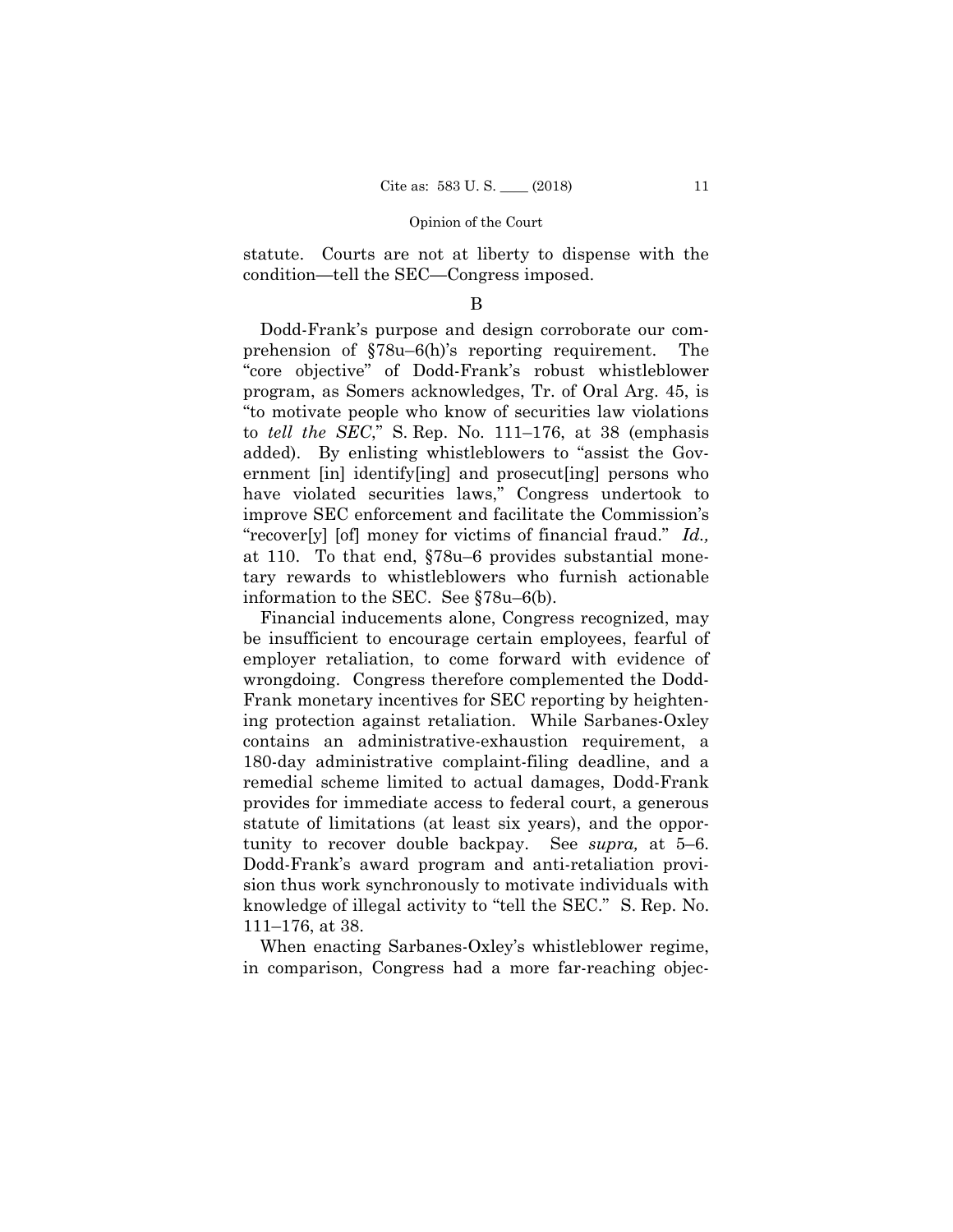statute. Courts are not at liberty to dispense with the condition—tell the SEC—Congress imposed.

B

Dodd-Frank's purpose and design corroborate our comprehension of §78u–6(h)'s reporting requirement. The "core objective" of Dodd-Frank's robust whistleblower program, as Somers acknowledges, Tr. of Oral Arg. 45, is "to motivate people who know of securities law violations to *tell the SEC*," S. Rep. No. 111–176, at 38 (emphasis added). By enlisting whistleblowers to "assist the Government [in] identify[ing] and prosecut[ing] persons who have violated securities laws," Congress undertook to improve SEC enforcement and facilitate the Commission's "recover[y] [of] money for victims of financial fraud." *Id.,* at 110. To that end, §78u–6 provides substantial monetary rewards to whistleblowers who furnish actionable information to the SEC. See §78u–6(b).

Financial inducements alone, Congress recognized, may be insufficient to encourage certain employees, fearful of employer retaliation, to come forward with evidence of wrongdoing. Congress therefore complemented the Dodd-Frank monetary incentives for SEC reporting by heightening protection against retaliation. While Sarbanes-Oxley contains an administrative-exhaustion requirement, a 180-day administrative complaint-filing deadline, and a remedial scheme limited to actual damages, Dodd-Frank provides for immediate access to federal court, a generous statute of limitations (at least six years), and the opportunity to recover double backpay. See *supra,* at 5–6. Dodd-Frank's award program and anti-retaliation provision thus work synchronously to motivate individuals with knowledge of illegal activity to "tell the SEC." S. Rep. No. 111–176, at 38.

When enacting Sarbanes-Oxley's whistleblower regime, in comparison, Congress had a more far-reaching objec-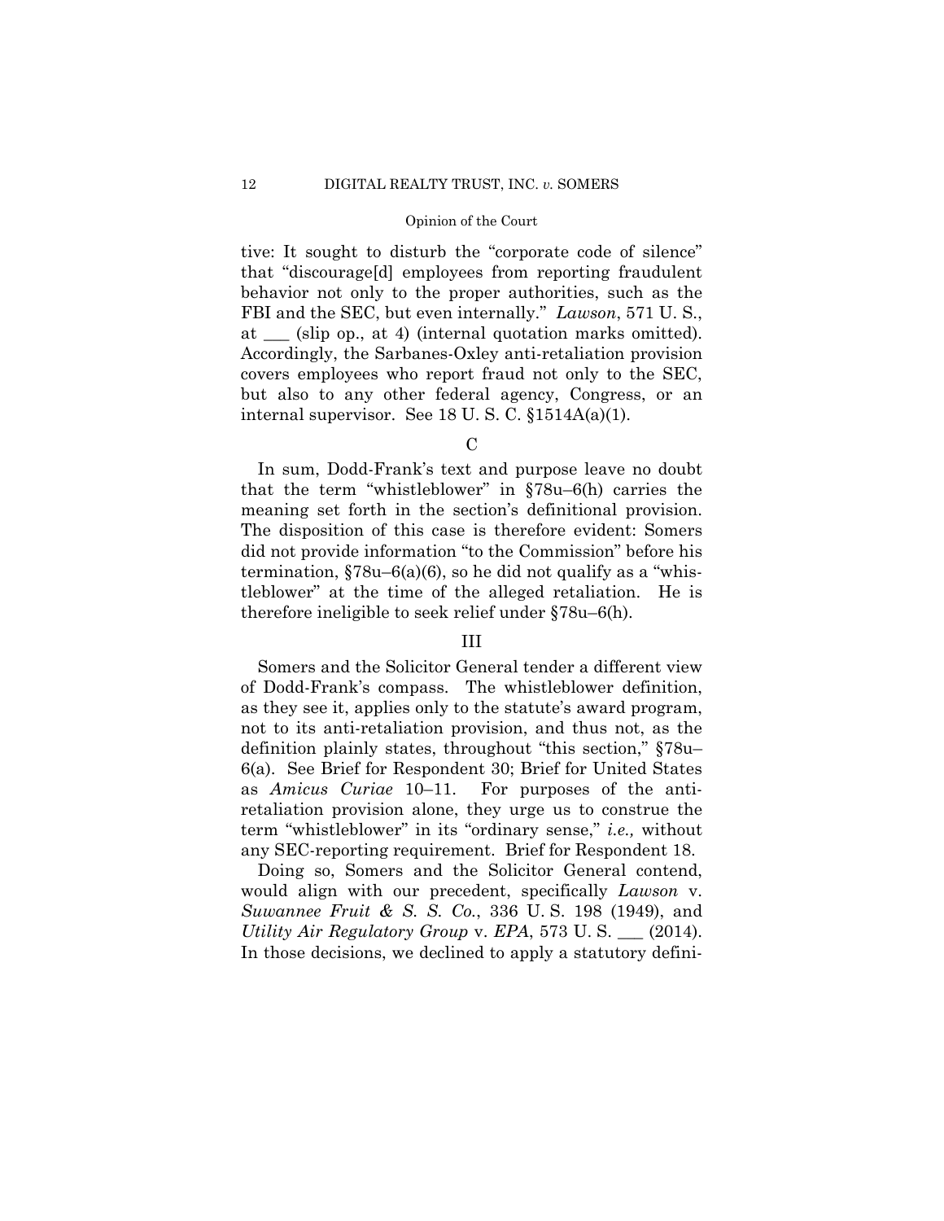tive: It sought to disturb the "corporate code of silence" that "discourage[d] employees from reporting fraudulent behavior not only to the proper authorities, such as the FBI and the SEC, but even internally." *Lawson*, 571 U. S., at ___ (slip op., at 4) (internal quotation marks omitted). Accordingly, the Sarbanes-Oxley anti-retaliation provision covers employees who report fraud not only to the SEC, but also to any other federal agency, Congress, or an internal supervisor. See 18 U. S. C. §1514A(a)(1).

C

In sum, Dodd-Frank's text and purpose leave no doubt that the term "whistleblower" in §78u–6(h) carries the meaning set forth in the section's definitional provision. The disposition of this case is therefore evident: Somers did not provide information "to the Commission" before his termination, §78u–6(a)(6), so he did not qualify as a "whistleblower" at the time of the alleged retaliation. He is therefore ineligible to seek relief under §78u–6(h).

III

Somers and the Solicitor General tender a different view of Dodd-Frank's compass. The whistleblower definition, as they see it, applies only to the statute's award program, not to its anti-retaliation provision, and thus not, as the definition plainly states, throughout "this section," §78u–6(a). See Brief for Respondent 30; Brief for United States as *Amicus Curiae* 10–11. For purposes of the anti-retaliation provision alone, they urge us to construe the term "whistleblower" in its "ordinary sense," *i.e.,* without any SEC-reporting requirement. Brief for Respondent 18.

Doing so, Somers and the Solicitor General contend, would align with our precedent, specifically *Lawson* v. *Suwannee Fruit & S. S. Co.*, 336 U. S. 198 (1949), and *Utility Air Regulatory Group* v. *EPA*, 573 U. S. ___ (2014). In those decisions, we declined to apply a statutory defini-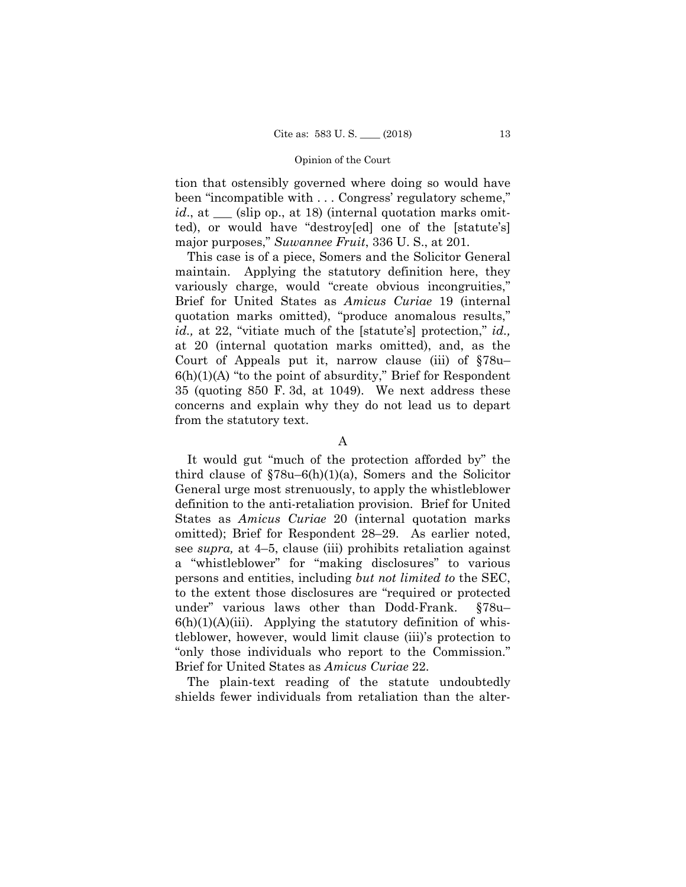tion that ostensibly governed where doing so would have been "incompatible with . . . Congress' regulatory scheme," *id*., at ___ (slip op., at 18) (internal quotation marks omitted), or would have "destroy[ed] one of the [statute's] major purposes," *Suwannee Fruit*, 336 U. S., at 201.

This case is of a piece, Somers and the Solicitor General maintain. Applying the statutory definition here, they variously charge, would "create obvious incongruities," Brief for United States as *Amicus Curiae* 19 (internal quotation marks omitted), "produce anomalous results," *id.,* at 22, "vitiate much of the [statute's] protection," *id.,* at 20 (internal quotation marks omitted), and, as the Court of Appeals put it, narrow clause (iii) of §78u–6(h)(1)(A) "to the point of absurdity," Brief for Respondent 35 (quoting 850 F. 3d, at 1049). We next address these concerns and explain why they do not lead us to depart from the statutory text.

## A

It would gut "much of the protection afforded by" the third clause of §78u–6(h)(1)(a), Somers and the Solicitor General urge most strenuously, to apply the whistleblower definition to the anti-retaliation provision. Brief for United States as *Amicus Curiae* 20 (internal quotation marks omitted); Brief for Respondent 28–29. As earlier noted, see *supra,* at 4–5, clause (iii) prohibits retaliation against a "whistleblower" for "making disclosures" to various persons and entities, including *but not limited to* the SEC, to the extent those disclosures are "required or protected under" various laws other than Dodd-Frank. §78u–6(h)(1)(A)(iii). Applying the statutory definition of whistleblower, however, would limit clause (iii)'s protection to "only those individuals who report to the Commission." Brief for United States as *Amicus Curiae* 22.

The plain-text reading of the statute undoubtedly shields fewer individuals from retaliation than the alter-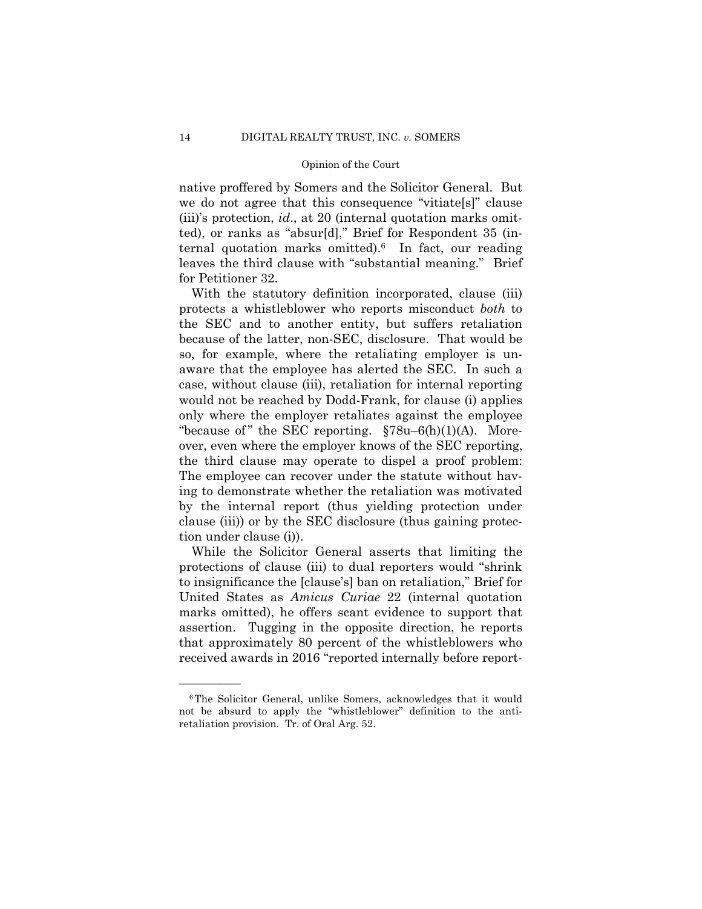native proffered by Somers and the Solicitor General. But we do not agree that this consequence "vitiate[s]" clause (iii)'s protection, *id*., at 20 (internal quotation marks omitted), or ranks as "absur[d]," Brief for Respondent 35 (internal quotation marks omitted).[6] In fact, our reading leaves the third clause with "substantial meaning." Brief for Petitioner 32.

With the statutory definition incorporated, clause (iii) protects a whistleblower who reports misconduct *both* to the SEC and to another entity, but suffers retaliation because of the latter, non-SEC, disclosure. That would be so, for example, where the retaliating employer is unaware that the employee has alerted the SEC. In such a case, without clause (iii), retaliation for internal reporting would not be reached by Dodd-Frank, for clause (i) applies only where the employer retaliates against the employee "because of" the SEC reporting. §78u–6(h)(1)(A). Moreover, even where the employer knows of the SEC reporting, the third clause may operate to dispel a proof problem: The employee can recover under the statute without having to demonstrate whether the retaliation was motivated by the internal report (thus yielding protection under clause (iii)) or by the SEC disclosure (thus gaining protection under clause (i)).

While the Solicitor General asserts that limiting the protections of clause (iii) to dual reporters would "shrink to insignificance the [clause's] ban on retaliation," Brief for United States as *Amicus Curiae* 22 (internal quotation marks omitted), he offers scant evidence to support that assertion. Tugging in the opposite direction, he reports that approximately 80 percent of the whistleblowers who received awards in 2016 "reported internally before report-

---

[6] The Solicitor General, unlike Somers, acknowledges that it would not be absurd to apply the "whistleblower" definition to the anti-retaliation provision. Tr. of Oral Arg. 52.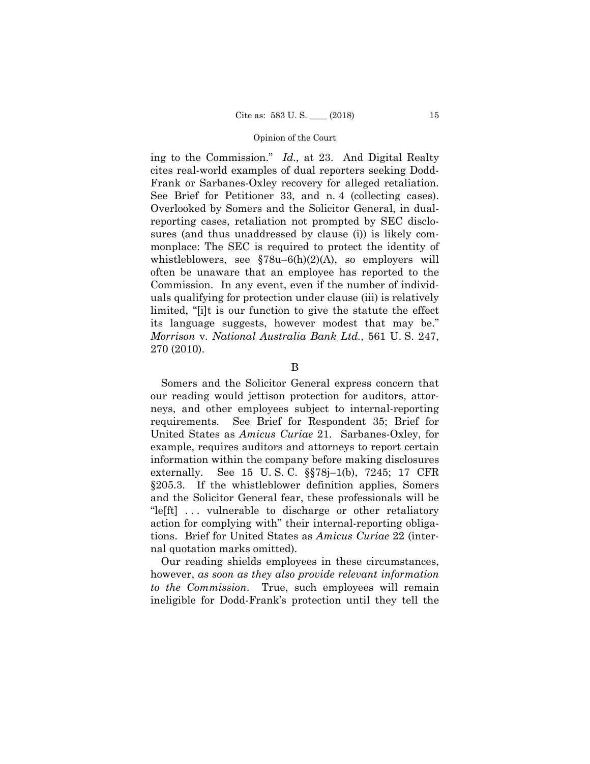ing to the Commission." *Id.,* at 23. And Digital Realty cites real-world examples of dual reporters seeking Dodd-Frank or Sarbanes-Oxley recovery for alleged retaliation. See Brief for Petitioner 33, and n. 4 (collecting cases). Overlooked by Somers and the Solicitor General, in dual-reporting cases, retaliation not prompted by SEC disclosures (and thus unaddressed by clause (i)) is likely commonplace: The SEC is required to protect the identity of whistleblowers, see §78u–6(h)(2)(A), so employers will often be unaware that an employee has reported to the Commission. In any event, even if the number of individuals qualifying for protection under clause (iii) is relatively limited, "[i]t is our function to give the statute the effect its language suggests, however modest that may be." *Morrison* v. *National Australia Bank Ltd.*, 561 U. S. 247, 270 (2010).

B

Somers and the Solicitor General express concern that our reading would jettison protection for auditors, attorneys, and other employees subject to internal-reporting requirements. See Brief for Respondent 35; Brief for United States as *Amicus Curiae* 21. Sarbanes-Oxley, for example, requires auditors and attorneys to report certain information within the company before making disclosures externally. See 15 U. S. C. §§78j–1(b), 7245; 17 CFR §205.3. If the whistleblower definition applies, Somers and the Solicitor General fear, these professionals will be "le[ft] . . . vulnerable to discharge or other retaliatory action for complying with" their internal-reporting obligations. Brief for United States as *Amicus Curiae* 22 (internal quotation marks omitted).

Our reading shields employees in these circumstances, however, *as soon as they also provide relevant information to the Commission*. True, such employees will remain ineligible for Dodd-Frank's protection until they tell the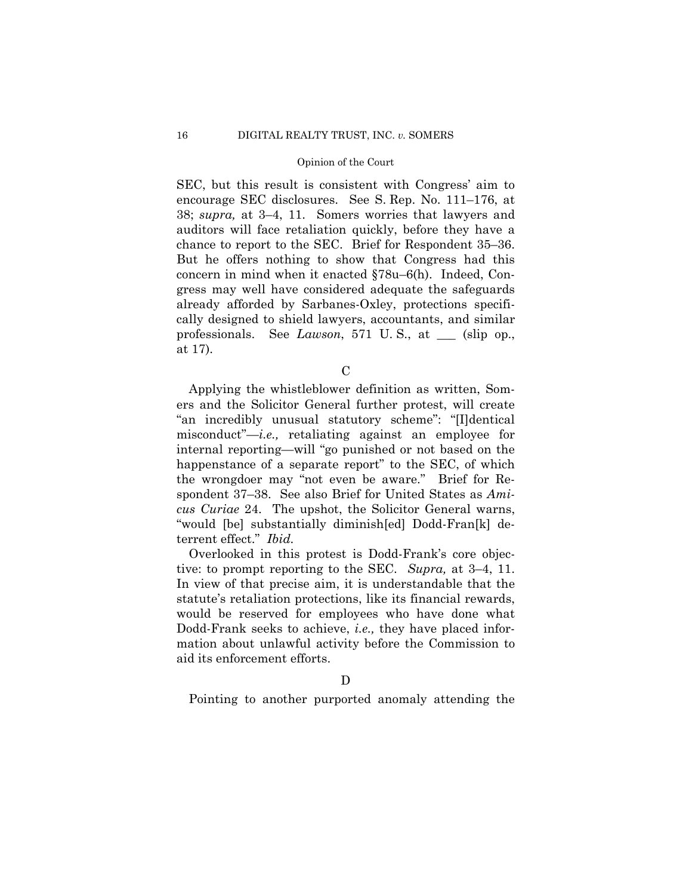SEC, but this result is consistent with Congress' aim to encourage SEC disclosures. See S. Rep. No. 111–176, at 38; *supra,* at 3–4, 11. Somers worries that lawyers and auditors will face retaliation quickly, before they have a chance to report to the SEC. Brief for Respondent 35–36. But he offers nothing to show that Congress had this concern in mind when it enacted §78u–6(h). Indeed, Congress may well have considered adequate the safeguards already afforded by Sarbanes-Oxley, protections specifically designed to shield lawyers, accountants, and similar professionals. See *Lawson*, 571 U. S., at ___ (slip op., at 17).

C

Applying the whistleblower definition as written, Somers and the Solicitor General further protest, will create "an incredibly unusual statutory scheme": "[I]dentical misconduct"—*i.e.,* retaliating against an employee for internal reporting—will "go punished or not based on the happenstance of a separate report" to the SEC, of which the wrongdoer may "not even be aware." Brief for Respondent 37–38. See also Brief for United States as *Amicus Curiae* 24. The upshot, the Solicitor General warns, "would [be] substantially diminish[ed] Dodd-Fran[k] deterrent effect." *Ibid.*

Overlooked in this protest is Dodd-Frank's core objective: to prompt reporting to the SEC. *Supra,* at 3–4, 11. In view of that precise aim, it is understandable that the statute's retaliation protections, like its financial rewards, would be reserved for employees who have done what Dodd-Frank seeks to achieve, *i.e.,* they have placed information about unlawful activity before the Commission to aid its enforcement efforts.

D

Pointing to another purported anomaly attending the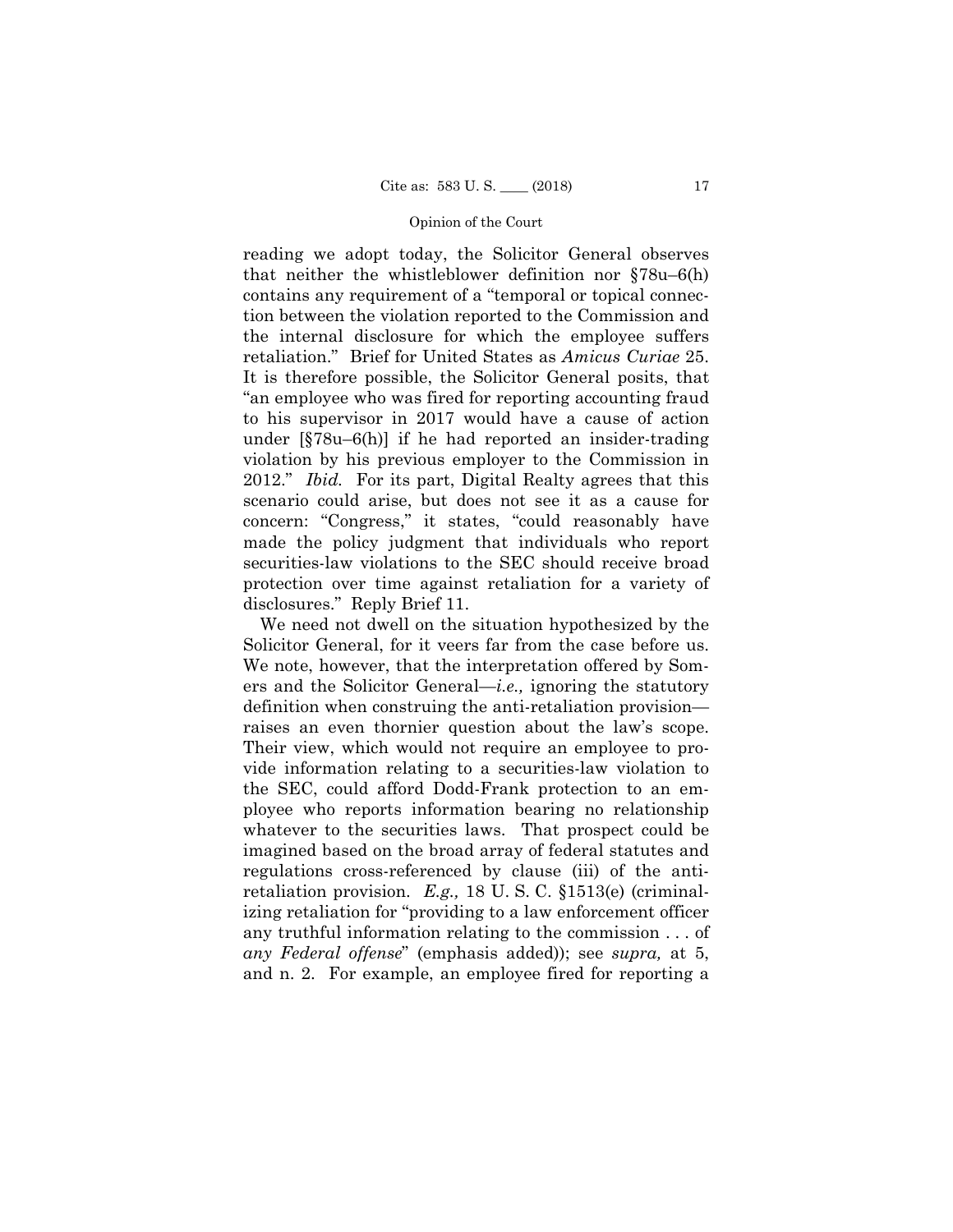reading we adopt today, the Solicitor General observes that neither the whistleblower definition nor §78u–6(h) contains any requirement of a "temporal or topical connection between the violation reported to the Commission and the internal disclosure for which the employee suffers retaliation." Brief for United States as *Amicus Curiae* 25. It is therefore possible, the Solicitor General posits, that "an employee who was fired for reporting accounting fraud to his supervisor in 2017 would have a cause of action under [§78u–6(h)] if he had reported an insider-trading violation by his previous employer to the Commission in 2012." *Ibid.* For its part, Digital Realty agrees that this scenario could arise, but does not see it as a cause for concern: "Congress," it states, "could reasonably have made the policy judgment that individuals who report securities-law violations to the SEC should receive broad protection over time against retaliation for a variety of disclosures." Reply Brief 11.

We need not dwell on the situation hypothesized by the Solicitor General, for it veers far from the case before us. We note, however, that the interpretation offered by Somers and the Solicitor General—*i.e.,* ignoring the statutory definition when construing the anti-retaliation provision—raises an even thornier question about the law's scope. Their view, which would not require an employee to provide information relating to a securities-law violation to the SEC, could afford Dodd-Frank protection to an employee who reports information bearing no relationship whatever to the securities laws. That prospect could be imagined based on the broad array of federal statutes and regulations cross-referenced by clause (iii) of the anti-retaliation provision. *E.g.,* 18 U. S. C. §1513(e) (criminalizing retaliation for "providing to a law enforcement officer any truthful information relating to the commission . . . of *any Federal offense*" (emphasis added)); see *supra,* at 5, and n. 2. For example, an employee fired for reporting a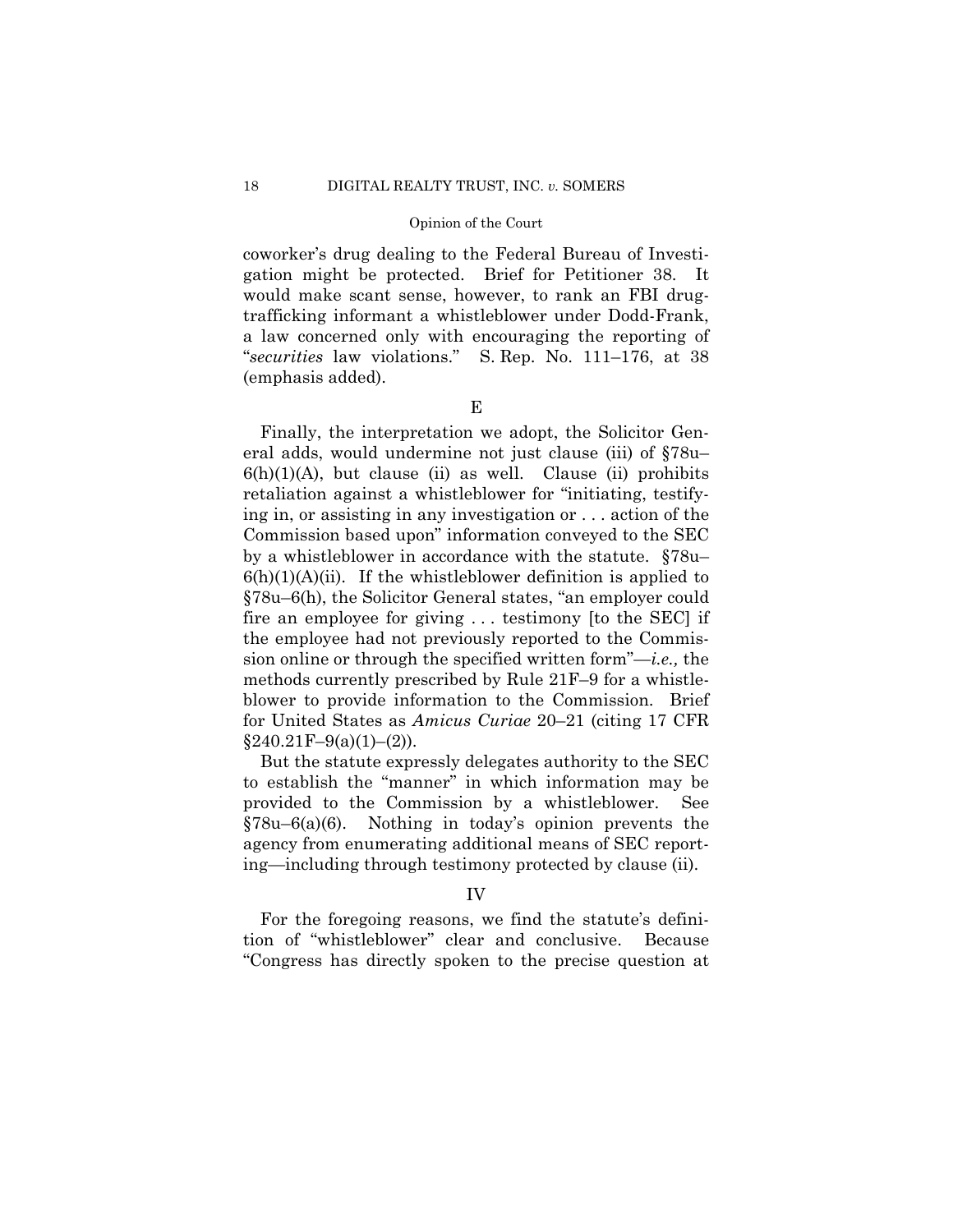coworker's drug dealing to the Federal Bureau of Investigation might be protected. Brief for Petitioner 38. It would make scant sense, however, to rank an FBI drug-trafficking informant a whistleblower under Dodd-Frank, a law concerned only with encouraging the reporting of "*securities* law violations." S. Rep. No. 111–176, at 38 (emphasis added).

E

Finally, the interpretation we adopt, the Solicitor General adds, would undermine not just clause (iii) of §78u–6(h)(1)(A), but clause (ii) as well. Clause (ii) prohibits retaliation against a whistleblower for "initiating, testifying in, or assisting in any investigation or . . . action of the Commission based upon" information conveyed to the SEC by a whistleblower in accordance with the statute. §78u–6(h)(1)(A)(ii). If the whistleblower definition is applied to §78u–6(h), the Solicitor General states, "an employer could fire an employee for giving . . . testimony [to the SEC] if the employee had not previously reported to the Commission online or through the specified written form"—*i.e.,* the methods currently prescribed by Rule 21F–9 for a whistleblower to provide information to the Commission. Brief for United States as *Amicus Curiae* 20–21 (citing 17 CFR §240.21F–9(a)(1)–(2)).

But the statute expressly delegates authority to the SEC to establish the "manner" in which information may be provided to the Commission by a whistleblower. See §78u–6(a)(6). Nothing in today's opinion prevents the agency from enumerating additional means of SEC reporting—including through testimony protected by clause (ii).

IV

For the foregoing reasons, we find the statute's definition of "whistleblower" clear and conclusive. Because "Congress has directly spoken to the precise question at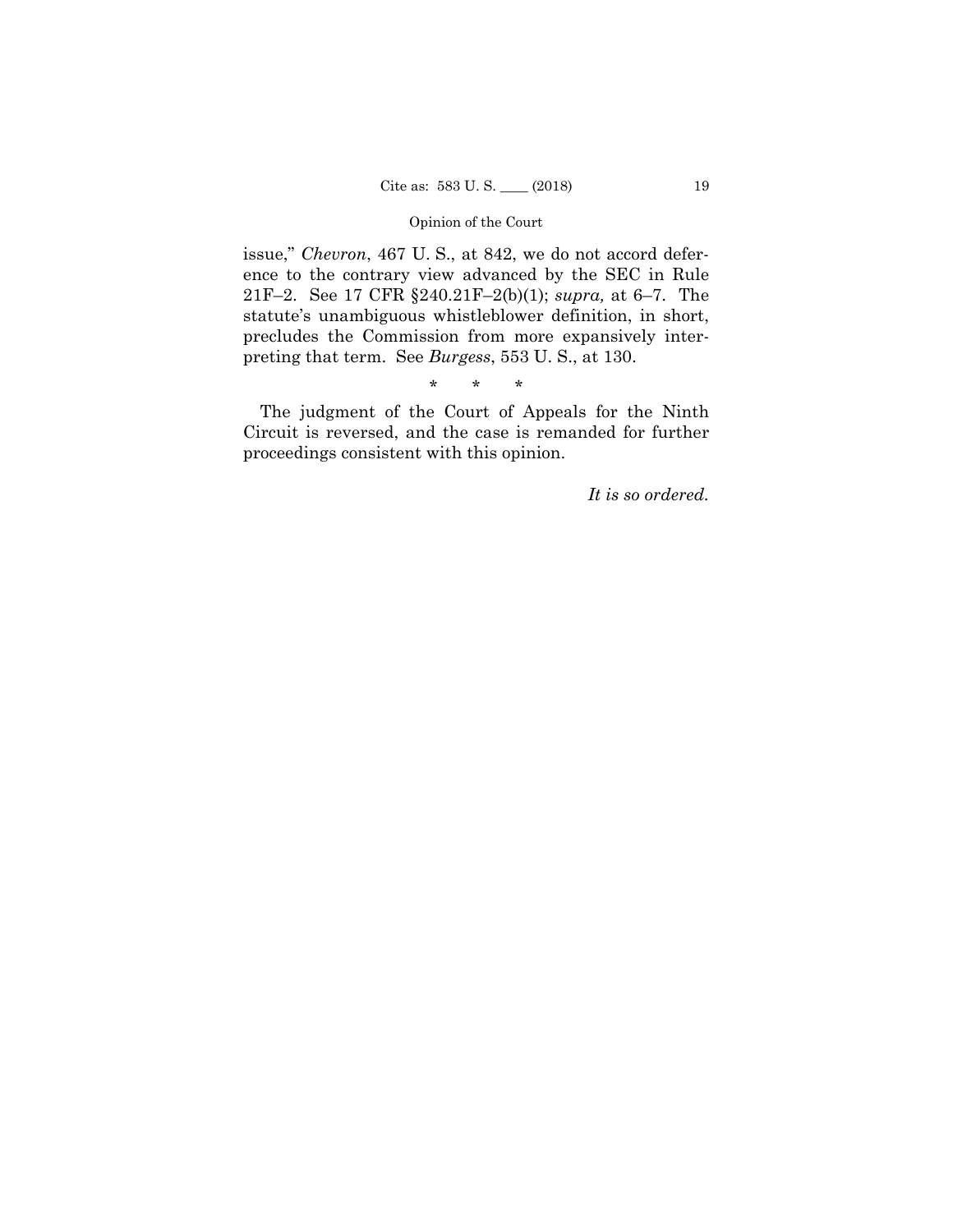issue," *Chevron*, 467 U. S., at 842, we do not accord deference to the contrary view advanced by the SEC in Rule 21F–2. See 17 CFR §240.21F–2(b)(1); *supra,* at 6–7. The statute's unambiguous whistleblower definition, in short, precludes the Commission from more expansively interpreting that term. See *Burgess*, 553 U. S., at 130.

\* \* \*

The judgment of the Court of Appeals for the Ninth Circuit is reversed, and the case is remanded for further proceedings consistent with this opinion.

*It is so ordered.*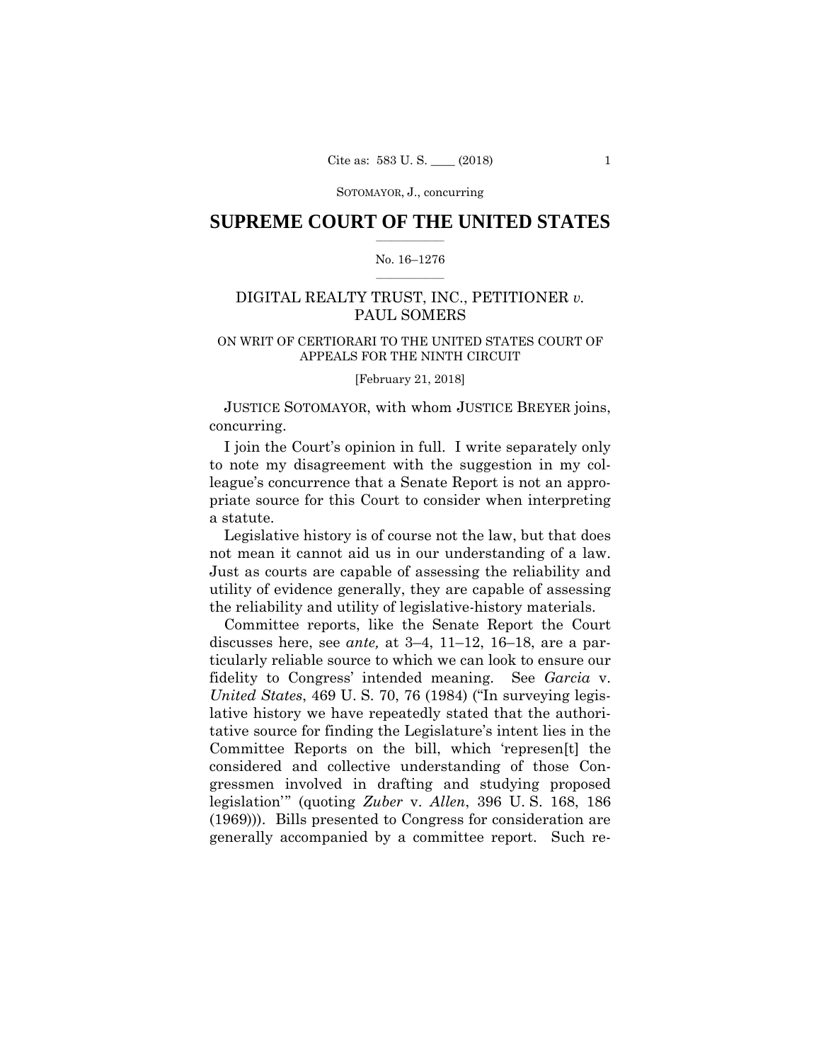SOTOMAYOR, J., concurring

# SUPREME COURT OF THE UNITED STATES

No. 16–1276

## DIGITAL REALTY TRUST, INC., PETITIONER *v.* PAUL SOMERS

ON WRIT OF CERTIORARI TO THE UNITED STATES COURT OF APPEALS FOR THE NINTH CIRCUIT

[February 21, 2018]

JUSTICE SOTOMAYOR, with whom JUSTICE BREYER joins, concurring.

I join the Court's opinion in full. I write separately only to note my disagreement with the suggestion in my colleague's concurrence that a Senate Report is not an appropriate source for this Court to consider when interpreting a statute.

Legislative history is of course not the law, but that does not mean it cannot aid us in our understanding of a law. Just as courts are capable of assessing the reliability and utility of evidence generally, they are capable of assessing the reliability and utility of legislative-history materials.

Committee reports, like the Senate Report the Court discusses here, see *ante,* at 3–4, 11–12, 16–18, are a particularly reliable source to which we can look to ensure our fidelity to Congress' intended meaning. See *Garcia* v. *United States*, 469 U. S. 70, 76 (1984) ("In surveying legislative history we have repeatedly stated that the authoritative source for finding the Legislature's intent lies in the Committee Reports on the bill, which 'represen[t] the considered and collective understanding of those Congressmen involved in drafting and studying proposed legislation'" (quoting *Zuber* v. *Allen*, 396 U. S. 168, 186 (1969))). Bills presented to Congress for consideration are generally accompanied by a committee report. Such re-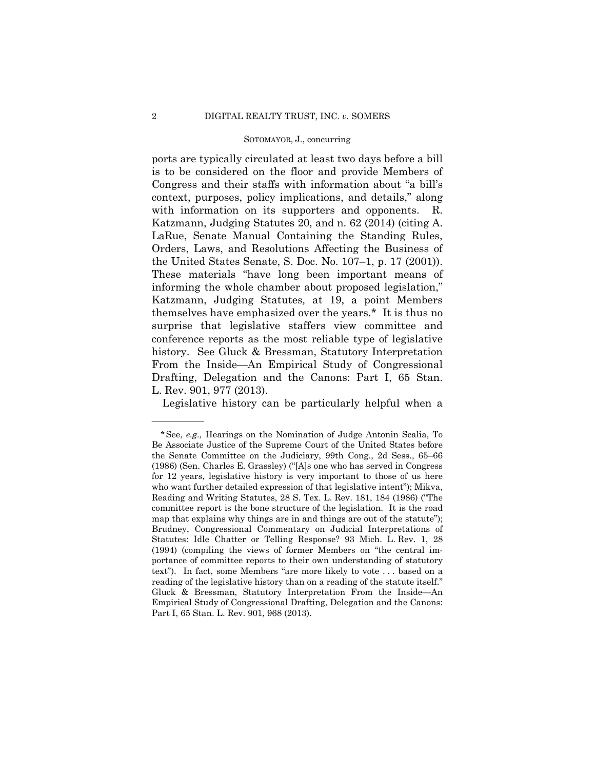ports are typically circulated at least two days before a bill is to be considered on the floor and provide Members of Congress and their staffs with information about "a bill's context, purposes, policy implications, and details," along with information on its supporters and opponents. R. Katzmann, Judging Statutes 20, and n. 62 (2014) (citing A. LaRue, Senate Manual Containing the Standing Rules, Orders, Laws, and Resolutions Affecting the Business of the United States Senate, S. Doc. No. 107–1, p. 17 (2001)). These materials "have long been important means of informing the whole chamber about proposed legislation," Katzmann, Judging Statutes*,* at 19, a point Members themselves have emphasized over the years.* It is thus no surprise that legislative staffers view committee and conference reports as the most reliable type of legislative history. See Gluck & Bressman, Statutory Interpretation From the Inside—An Empirical Study of Congressional Drafting, Delegation and the Canons: Part I, 65 Stan. L. Rev. 901, 977 (2013).

Legislative history can be particularly helpful when a

---

*See, *e.g.,* Hearings on the Nomination of Judge Antonin Scalia, To Be Associate Justice of the Supreme Court of the United States before the Senate Committee on the Judiciary, 99th Cong., 2d Sess., 65–66 (1986) (Sen. Charles E. Grassley) ("[A]s one who has served in Congress for 12 years, legislative history is very important to those of us here who want further detailed expression of that legislative intent"); Mikva, Reading and Writing Statutes, 28 S. Tex. L. Rev. 181, 184 (1986) ("The committee report is the bone structure of the legislation. It is the road map that explains why things are in and things are out of the statute"); Brudney, Congressional Commentary on Judicial Interpretations of Statutes: Idle Chatter or Telling Response? 93 Mich. L. Rev. 1, 28 (1994) (compiling the views of former Members on "the central importance of committee reports to their own understanding of statutory text"). In fact, some Members "are more likely to vote . . . based on a reading of the legislative history than on a reading of the statute itself." Gluck & Bressman, Statutory Interpretation From the Inside—An Empirical Study of Congressional Drafting, Delegation and the Canons: Part I, 65 Stan. L. Rev. 901, 968 (2013).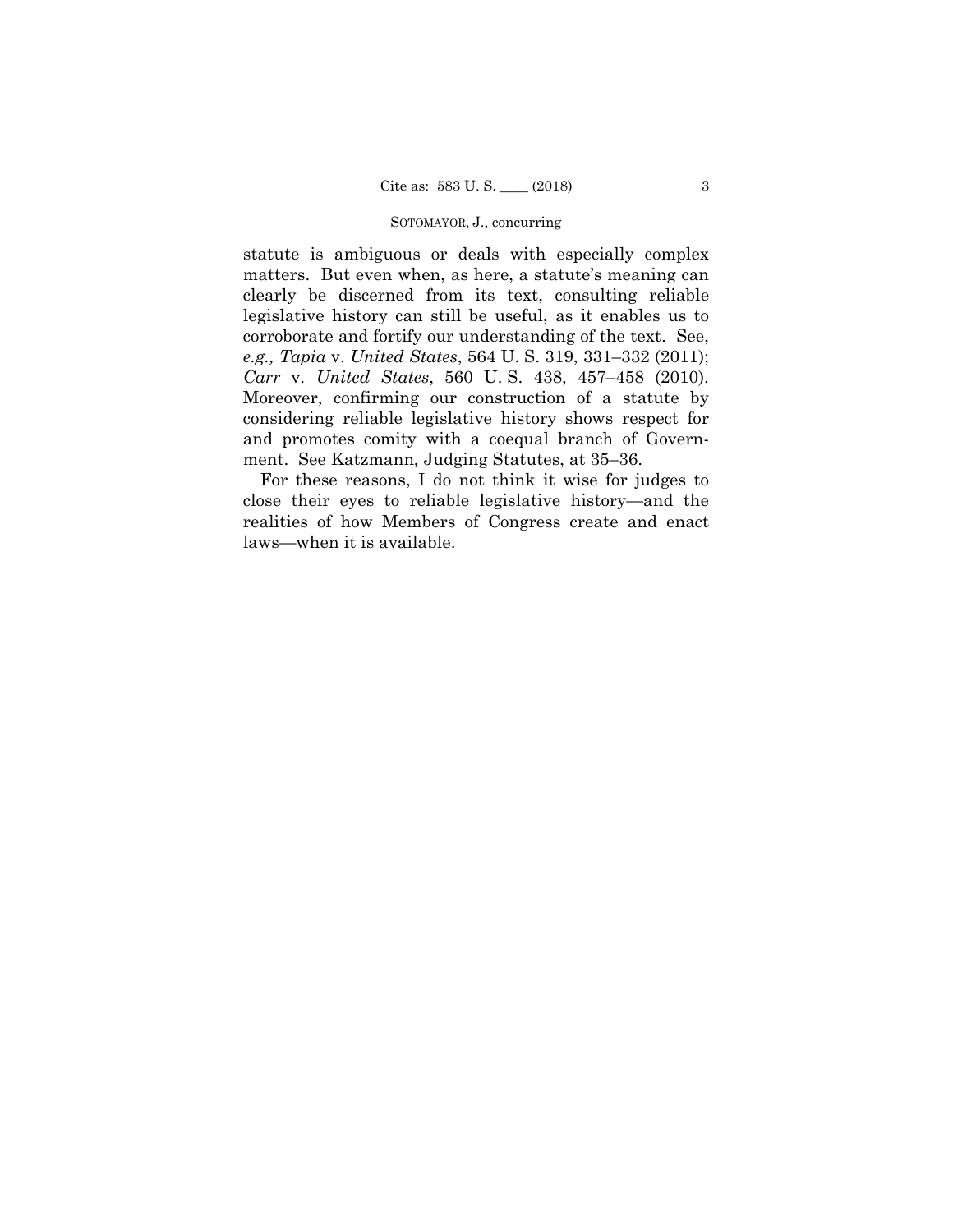statute is ambiguous or deals with especially complex matters. But even when, as here, a statute's meaning can clearly be discerned from its text, consulting reliable legislative history can still be useful, as it enables us to corroborate and fortify our understanding of the text. See, *e.g., Tapia* v. *United States*, 564 U. S. 319, 331–332 (2011); *Carr* v. *United States*, 560 U. S. 438, 457–458 (2010). Moreover, confirming our construction of a statute by considering reliable legislative history shows respect for and promotes comity with a coequal branch of Government. See Katzmann*,* Judging Statutes, at 35–36.

For these reasons, I do not think it wise for judges to close their eyes to reliable legislative history—and the realities of how Members of Congress create and enact laws—when it is available.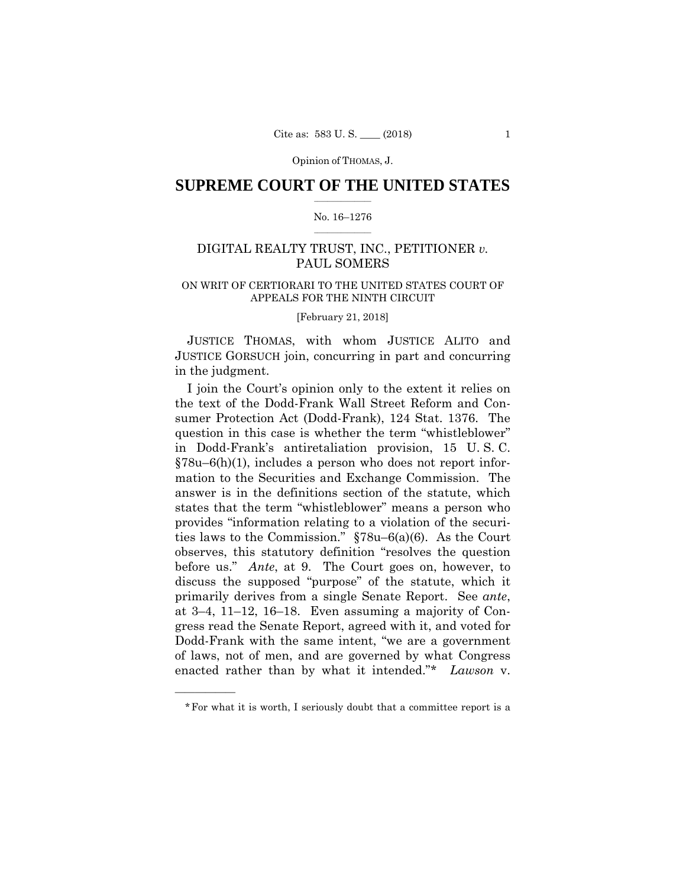Opinion of THOMAS, J.

# SUPREME COURT OF THE UNITED STATES

No. 16–1276

DIGITAL REALTY TRUST, INC., PETITIONER *v.* PAUL SOMERS

ON WRIT OF CERTIORARI TO THE UNITED STATES COURT OF APPEALS FOR THE NINTH CIRCUIT

[February 21, 2018]

JUSTICE THOMAS, with whom JUSTICE ALITO and JUSTICE GORSUCH join, concurring in part and concurring in the judgment.

I join the Court's opinion only to the extent it relies on the text of the Dodd-Frank Wall Street Reform and Consumer Protection Act (Dodd-Frank), 124 Stat. 1376. The question in this case is whether the term "whistleblower" in Dodd-Frank's antiretaliation provision, 15 U. S. C. §78u–6(h)(1), includes a person who does not report information to the Securities and Exchange Commission. The answer is in the definitions section of the statute, which states that the term "whistleblower" means a person who provides "information relating to a violation of the securities laws to the Commission." §78u–6(a)(6). As the Court observes, this statutory definition "resolves the question before us." *Ante*, at 9. The Court goes on, however, to discuss the supposed "purpose" of the statute, which it primarily derives from a single Senate Report. See *ante*, at 3–4, 11–12, 16–18. Even assuming a majority of Congress read the Senate Report, agreed with it, and voted for Dodd-Frank with the same intent, "we are a government of laws, not of men, and are governed by what Congress enacted rather than by what it intended."* *Lawson* v.

---

*For what it is worth, I seriously doubt that a committee report is a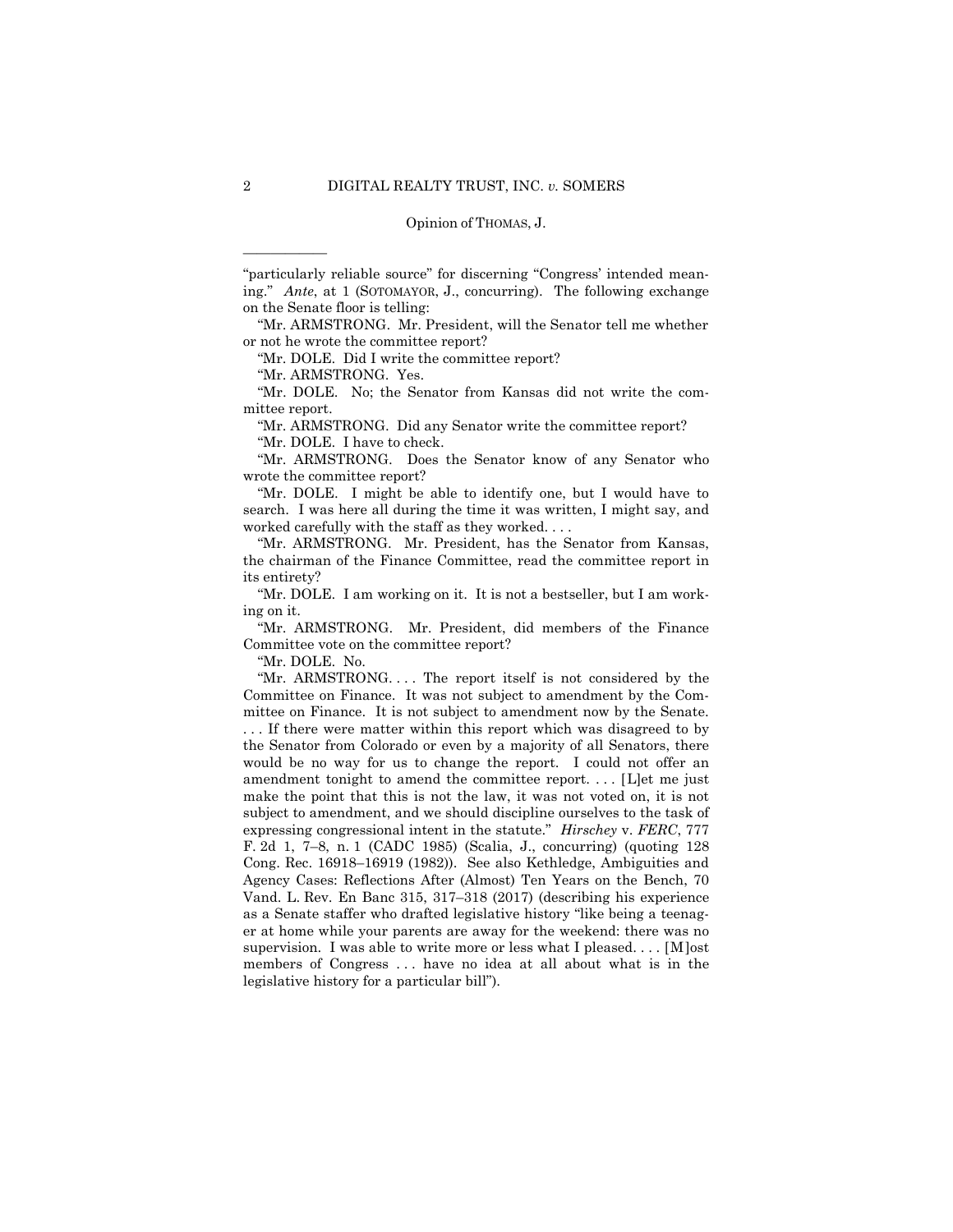"particularly reliable source" for discerning "Congress' intended meaning." *Ante*, at 1 (SOTOMAYOR, J., concurring). The following exchange on the Senate floor is telling:

"Mr. ARMSTRONG. Mr. President, will the Senator tell me whether or not he wrote the committee report?

"Mr. DOLE. Did I write the committee report?

"Mr. ARMSTRONG. Yes.

"Mr. DOLE. No; the Senator from Kansas did not write the committee report.

"Mr. ARMSTRONG. Did any Senator write the committee report?

"Mr. DOLE. I have to check.

"Mr. ARMSTRONG. Does the Senator know of any Senator who wrote the committee report?

"Mr. DOLE. I might be able to identify one, but I would have to search. I was here all during the time it was written, I might say, and worked carefully with the staff as they worked. . . .

"Mr. ARMSTRONG. Mr. President, has the Senator from Kansas, the chairman of the Finance Committee, read the committee report in its entirety?

"Mr. DOLE. I am working on it. It is not a bestseller, but I am working on it.

"Mr. ARMSTRONG. Mr. President, did members of the Finance Committee vote on the committee report?

"Mr. DOLE. No.

"Mr. ARMSTRONG. . . . The report itself is not considered by the Committee on Finance. It was not subject to amendment by the Committee on Finance. It is not subject to amendment now by the Senate. . . . If there were matter within this report which was disagreed to by the Senator from Colorado or even by a majority of all Senators, there would be no way for us to change the report. I could not offer an amendment tonight to amend the committee report. . . . [L]et me just make the point that this is not the law, it was not voted on, it is not subject to amendment, and we should discipline ourselves to the task of expressing congressional intent in the statute." *Hirschey* v. *FERC*, 777 F. 2d 1, 7–8, n. 1 (CADC 1985) (Scalia, J., concurring) (quoting 128 Cong. Rec. 16918–16919 (1982)). See also Kethledge, Ambiguities and Agency Cases: Reflections After (Almost) Ten Years on the Bench, 70 Vand. L. Rev. En Banc 315, 317–318 (2017) (describing his experience as a Senate staffer who drafted legislative history "like being a teenager at home while your parents are away for the weekend: there was no supervision. I was able to write more or less what I pleased. . . . [M]ost members of Congress . . . have no idea at all about what is in the legislative history for a particular bill").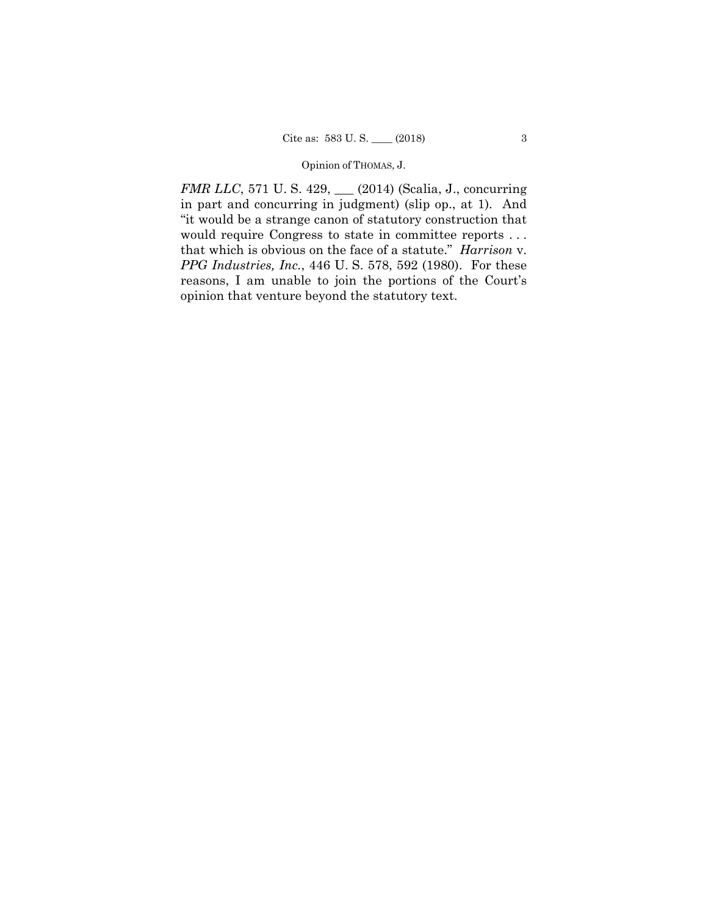*FMR LLC*, 571 U. S. 429, ___ (2014) (Scalia, J., concurring in part and concurring in judgment) (slip op., at 1). And "it would be a strange canon of statutory construction that would require Congress to state in committee reports . . . that which is obvious on the face of a statute." *Harrison* v. *PPG Industries, Inc.*, 446 U. S. 578, 592 (1980). For these reasons, I am unable to join the portions of the Court's opinion that venture beyond the statutory text.